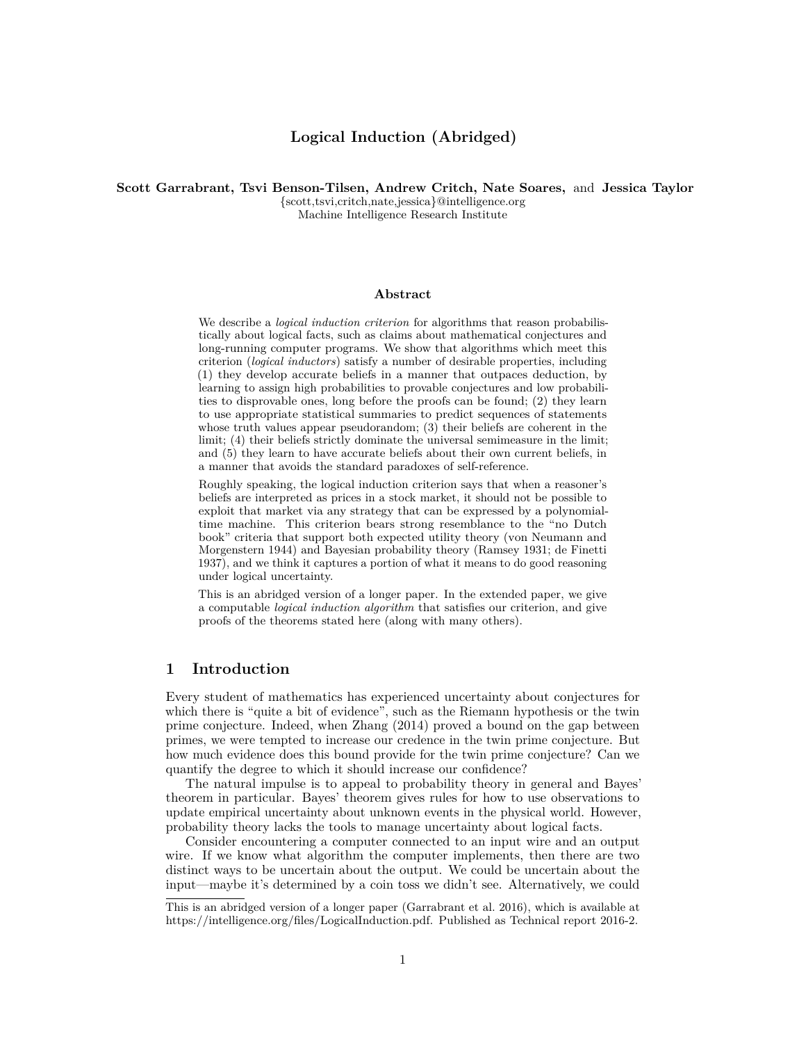# Logical Induction (Abridged)

**Scott Garrabrant, Tsvi Benson-Tilsen, Andrew Critch, Nate Soares,** and **Jessica Taylor**
{scott,tsvi,critch,nate,jessica}@intelligence.org
Machine Intelligence Research Institute

### Abstract

We describe a *logical induction criterion* for algorithms that reason probabilistically about logical facts, such as claims about mathematical conjectures and long-running computer programs. We show that algorithms which meet this criterion (*logical inductors*) satisfy a number of desirable properties, including (1) they develop accurate beliefs in a manner that outpaces deduction, by learning to assign high probabilities to provable conjectures and low probabilities to disprovable ones, long before the proofs can be found; (2) they learn to use appropriate statistical summaries to predict sequences of statements whose truth values appear pseudorandom; (3) their beliefs are coherent in the limit; (4) their beliefs strictly dominate the universal semimeasure in the limit; and (5) they learn to have accurate beliefs about their own current beliefs, in a manner that avoids the standard paradoxes of self-reference.

Roughly speaking, the logical induction criterion says that when a reasoner's beliefs are interpreted as prices in a stock market, it should not be possible to exploit that market via any strategy that can be expressed by a polynomial-time machine. This criterion bears strong resemblance to the "no Dutch book" criteria that support both expected utility theory (von Neumann and Morgenstern 1944) and Bayesian probability theory (Ramsey 1931; de Finetti 1937), and we think it captures a portion of what it means to do good reasoning under logical uncertainty.

This is an abridged version of a longer paper. In the extended paper, we give a computable *logical induction algorithm* that satisfies our criterion, and give proofs of the theorems stated here (along with many others).

## 1 Introduction

Every student of mathematics has experienced uncertainty about conjectures for which there is "quite a bit of evidence", such as the Riemann hypothesis or the twin prime conjecture. Indeed, when Zhang (2014) proved a bound on the gap between primes, we were tempted to increase our credence in the twin prime conjecture. But how much evidence does this bound provide for the twin prime conjecture? Can we quantify the degree to which it should increase our confidence?

The natural impulse is to appeal to probability theory in general and Bayes' theorem in particular. Bayes' theorem gives rules for how to use observations to update empirical uncertainty about unknown events in the physical world. However, probability theory lacks the tools to manage uncertainty about logical facts.

Consider encountering a computer connected to an input wire and an output wire. If we know what algorithm the computer implements, then there are two distinct ways to be uncertain about the output. We could be uncertain about the input—maybe it's determined by a coin toss we didn't see. Alternatively, we could

---

This is an abridged version of a longer paper (Garrabrant et al. 2016), which is available at https://intelligence.org/files/LogicalInduction.pdf. Published as Technical report 2016-2.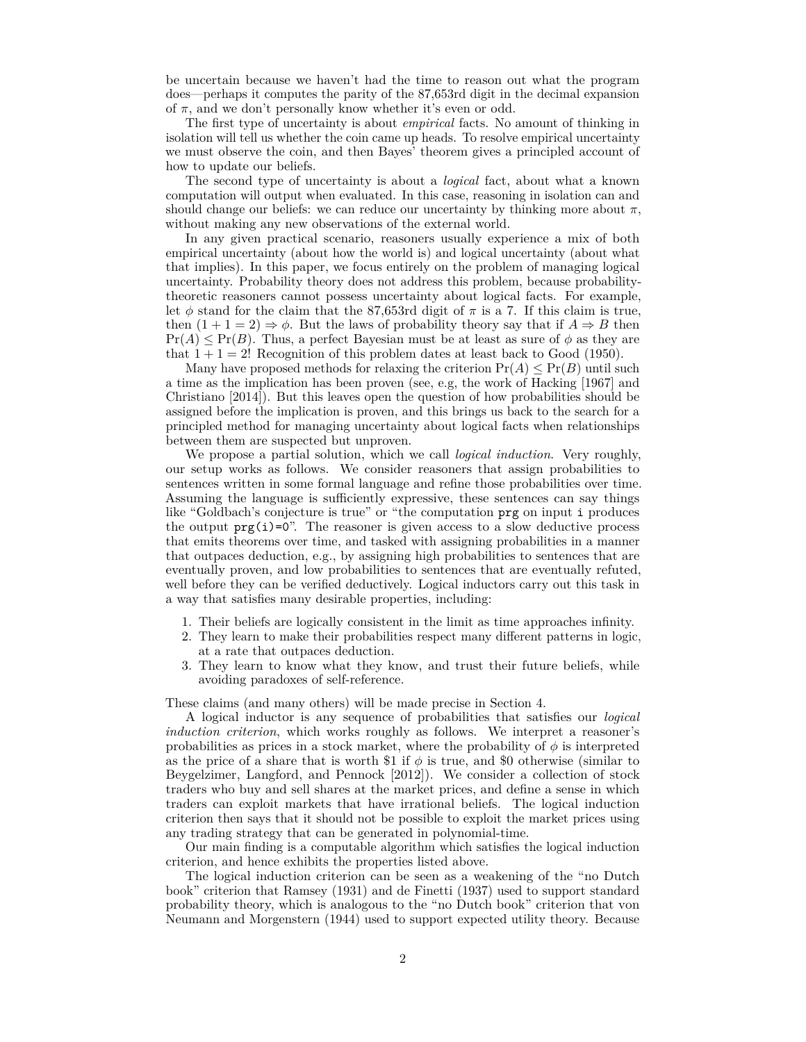be uncertain because we haven't had the time to reason out what the program does—perhaps it computes the parity of the 87,653rd digit in the decimal expansion of $\pi$, and we don't personally know whether it's even or odd.

The first type of uncertainty is about *empirical* facts. No amount of thinking in isolation will tell us whether the coin came up heads. To resolve empirical uncertainty we must observe the coin, and then Bayes' theorem gives a principled account of how to update our beliefs.

The second type of uncertainty is about a *logical* fact, about what a known computation will output when evaluated. In this case, reasoning in isolation can and should change our beliefs: we can reduce our uncertainty by thinking more about $\pi$, without making any new observations of the external world.

In any given practical scenario, reasoners usually experience a mix of both empirical uncertainty (about how the world is) and logical uncertainty (about what that implies). In this paper, we focus entirely on the problem of managing logical uncertainty. Probability theory does not address this problem, because probability-theoretic reasoners cannot possess uncertainty about logical facts. For example, let $\phi$ stand for the claim that the 87,653rd digit of $\pi$ is a 7. If this claim is true, then $(1 + 1 = 2) \Rightarrow \phi$. But the laws of probability theory say that if $A \Rightarrow B$ then $\Pr(A) \leq \Pr(B)$. Thus, a perfect Bayesian must be at least as sure of $\phi$ as they are that $1 + 1 = 2$! Recognition of this problem dates at least back to Good (1950).

Many have proposed methods for relaxing the criterion $\Pr(A) \leq \Pr(B)$ until such a time as the implication has been proven (see, e.g, the work of Hacking [1967] and Christiano [2014]). But this leaves open the question of how probabilities should be assigned before the implication is proven, and this brings us back to the search for a principled method for managing uncertainty about logical facts when relationships between them are suspected but unproven.

We propose a partial solution, which we call *logical induction*. Very roughly, our setup works as follows. We consider reasoners that assign probabilities to sentences written in some formal language and refine those probabilities over time. Assuming the language is sufficiently expressive, these sentences can say things like "Goldbach's conjecture is true" or "the computation `prg` on input `i` produces the output `prg(i)=0`". The reasoner is given access to a slow deductive process that emits theorems over time, and tasked with assigning probabilities in a manner that outpaces deduction, e.g., by assigning high probabilities to sentences that are eventually proven, and low probabilities to sentences that are eventually refuted, well before they can be verified deductively. Logical inductors carry out this task in a way that satisfies many desirable properties, including:

1. Their beliefs are logically consistent in the limit as time approaches infinity.
2. They learn to make their probabilities respect many different patterns in logic, at a rate that outpaces deduction.
3. They learn to know what they know, and trust their future beliefs, while avoiding paradoxes of self-reference.

These claims (and many others) will be made precise in Section 4.

A logical inductor is any sequence of probabilities that satisfies our *logical induction criterion*, which works roughly as follows. We interpret a reasoner's probabilities as prices in a stock market, where the probability of $\phi$ is interpreted as the price of a share that is worth \$1 if $\phi$ is true, and \$0 otherwise (similar to Beygelzimer, Langford, and Pennock [2012]). We consider a collection of stock traders who buy and sell shares at the market prices, and define a sense in which traders can exploit markets that have irrational beliefs. The logical induction criterion then says that it should not be possible to exploit the market prices using any trading strategy that can be generated in polynomial-time.

Our main finding is a computable algorithm which satisfies the logical induction criterion, and hence exhibits the properties listed above.

The logical induction criterion can be seen as a weakening of the "no Dutch book" criterion that Ramsey (1931) and de Finetti (1937) used to support standard probability theory, which is analogous to the "no Dutch book" criterion that von Neumann and Morgenstern (1944) used to support expected utility theory. Because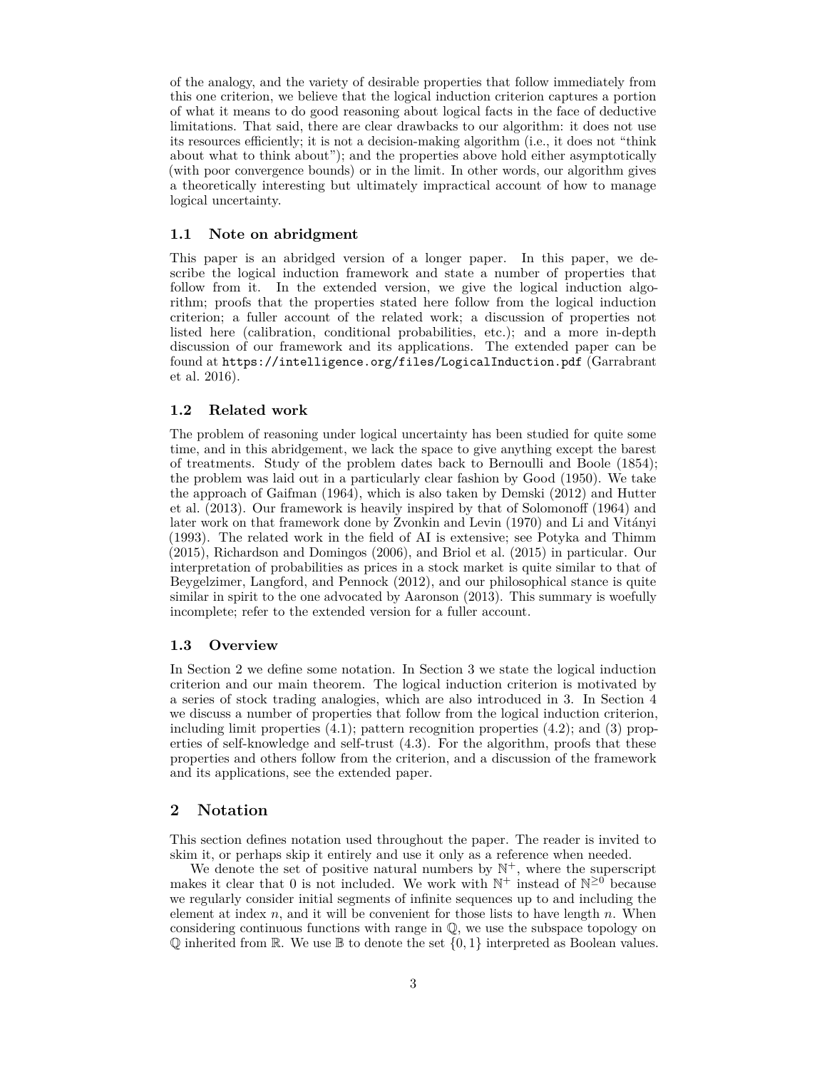of the analogy, and the variety of desirable properties that follow immediately from this one criterion, we believe that the logical induction criterion captures a portion of what it means to do good reasoning about logical facts in the face of deductive limitations. That said, there are clear drawbacks to our algorithm: it does not use its resources efficiently; it is not a decision-making algorithm (i.e., it does not "think about what to think about"); and the properties above hold either asymptotically (with poor convergence bounds) or in the limit. In other words, our algorithm gives a theoretically interesting but ultimately impractical account of how to manage logical uncertainty.

### 1.1 Note on abridgment

This paper is an abridged version of a longer paper. In this paper, we describe the logical induction framework and state a number of properties that follow from it. In the extended version, we give the logical induction algorithm; proofs that the properties stated here follow from the logical induction criterion; a fuller account of the related work; a discussion of properties not listed here (calibration, conditional probabilities, etc.); and a more in-depth discussion of our framework and its applications. The extended paper can be found at `https://intelligence.org/files/LogicalInduction.pdf` (Garrabrant et al. 2016).

### 1.2 Related work

The problem of reasoning under logical uncertainty has been studied for quite some time, and in this abridgement, we lack the space to give anything except the barest of treatments. Study of the problem dates back to Bernoulli and Boole (1854); the problem was laid out in a particularly clear fashion by Good (1950). We take the approach of Gaifman (1964), which is also taken by Demski (2012) and Hutter et al. (2013). Our framework is heavily inspired by that of Solomonoff (1964) and later work on that framework done by Zvonkin and Levin (1970) and Li and Vitányi (1993). The related work in the field of AI is extensive; see Potyka and Thimm (2015), Richardson and Domingos (2006), and Briol et al. (2015) in particular. Our interpretation of probabilities as prices in a stock market is quite similar to that of Beygelzimer, Langford, and Pennock (2012), and our philosophical stance is quite similar in spirit to the one advocated by Aaronson (2013). This summary is woefully incomplete; refer to the extended version for a fuller account.

### 1.3 Overview

In Section 2 we define some notation. In Section 3 we state the logical induction criterion and our main theorem. The logical induction criterion is motivated by a series of stock trading analogies, which are also introduced in 3. In Section 4 we discuss a number of properties that follow from the logical induction criterion, including limit properties (4.1); pattern recognition properties (4.2); and (3) properties of self-knowledge and self-trust (4.3). For the algorithm, proofs that these properties and others follow from the criterion, and a discussion of the framework and its applications, see the extended paper.

## 2 Notation

This section defines notation used throughout the paper. The reader is invited to skim it, or perhaps skip it entirely and use it only as a reference when needed.

We denote the set of positive natural numbers by $\mathbb{N}^+$, where the superscript makes it clear that 0 is not included. We work with $\mathbb{N}^+$ instead of $\mathbb{N}^{\geq 0}$ because we regularly consider initial segments of infinite sequences up to and including the element at index $n$, and it will be convenient for those lists to have length $n$. When considering continuous functions with range in $\mathbb{Q}$, we use the subspace topology on $\mathbb{Q}$ inherited from $\mathbb{R}$. We use $\mathbb{B}$ to denote the set $\{0, 1\}$ interpreted as Boolean values.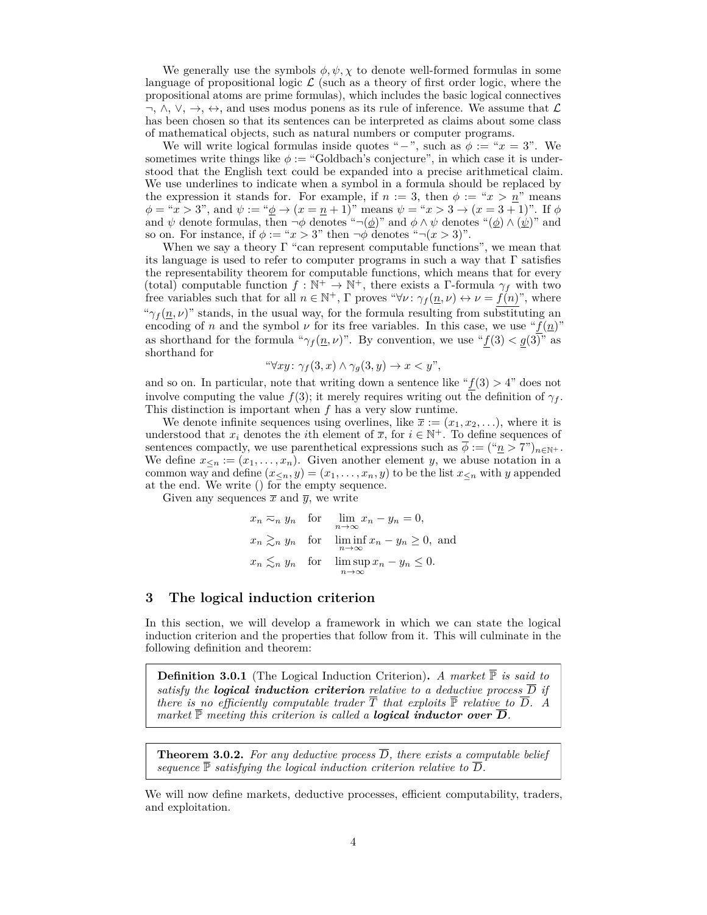We generally use the symbols $\phi, \psi, \chi$ to denote well-formed formulas in some language of propositional logic $\mathcal{L}$ (such as a theory of first order logic, where the propositional atoms are prime formulas), which includes the basic logical connectives $\neg, \wedge, \vee, \rightarrow, \leftrightarrow$, and uses modus ponens as its rule of inference. We assume that $\mathcal{L}$ has been chosen so that its sentences can be interpreted as claims about some class of mathematical objects, such as natural numbers or computer programs.

We will write logical formulas inside quotes "$-$", such as $\phi :=$ "$x = 3$". We sometimes write things like $\phi :=$ "Goldbach's conjecture", in which case it is understood that the English text could be expanded into a precise arithmetical claim. We use underlines to indicate when a symbol in a formula should be replaced by the expression it stands for. For example, if $n := 3$, then $\phi :=$ "$x > \underline{n}$" means $\phi =$ "$x > 3$", and $\psi :=$ "$\underline{\phi} \rightarrow (x = \underline{n} + 1)$" means $\psi =$ "$x > 3 \rightarrow (x = 3 + 1)$". If $\phi$ and $\psi$ denote formulas, then $\neg\phi$ denotes "$\neg(\underline{\phi})$" and $\phi \wedge \psi$ denotes "$(\underline{\phi}) \wedge (\underline{\psi})$" and so on. For instance, if $\phi :=$ "$x > 3$" then $\neg\phi$ denotes "$\neg(x > 3)$".

When we say a theory $\Gamma$ "can represent computable functions", we mean that its language is used to refer to computer programs in such a way that $\Gamma$ satisfies the representability theorem for computable functions, which means that for every (total) computable function $f : \mathbb{N}^+ \to \mathbb{N}^+$, there exists a $\Gamma$-formula $\gamma_f$ with two free variables such that for all $n \in \mathbb{N}^+$, $\Gamma$ proves "$\forall \nu \colon \gamma_f(\underline{n}, \nu) \leftrightarrow \nu = \underline{f(n)}$", where "$\gamma_f(\underline{n}, \nu)$" stands, in the usual way, for the formula resulting from substituting an encoding of $n$ and the symbol $\nu$ for its free variables. In this case, we use "$\underline{f}(\underline{n})$" as shorthand for the formula "$\gamma_f(\underline{n}, \nu)$". By convention, we use "$\underline{f}(3) < \underline{g}(3)$" as shorthand for

$$\text{“}\forall xy \colon \gamma_f(3, x) \wedge \gamma_g(3, y) \rightarrow x < y\text{”},$$

and so on. In particular, note that writing down a sentence like "$\underline{f}(3) > 4$" does not involve computing the value $f(3)$; it merely requires writing out the definition of $\gamma_f$. This distinction is important when $f$ has a very slow runtime.

We denote infinite sequences using overlines, like $\overline{x} := (x_1, x_2, \ldots)$, where it is understood that $x_i$ denotes the $i$th element of $\overline{x}$, for $i \in \mathbb{N}^+$. To define sequences of sentences compactly, we use parenthetical expressions such as $\overline{\phi} := (\text{“}\underline{n} > 7\text{”})_{n \in \mathbb{N}^+}$. We define $x_{\leq n} := (x_1, \ldots, x_n)$. Given another element $y$, we abuse notation in a common way and define $(x_{\leq n}, y) = (x_1, \ldots, x_n, y)$ to be the list $x_{\leq n}$ with $y$ appended at the end. We write $()$ for the empty sequence.

Given any sequences $\overline{x}$ and $\overline{y}$, we write

$$\begin{aligned}
x_n &\eqsim_n y_n \quad \text{for} \quad \lim_{n\to\infty} x_n - y_n = 0, \\
x_n &\gtrsim_n y_n \quad \text{for} \quad \liminf_{n\to\infty} x_n - y_n \geq 0, \text{ and} \\
x_n &\lesssim_n y_n \quad \text{for} \quad \limsup_{n\to\infty} x_n - y_n \leq 0.
\end{aligned}$$

## 3 The logical induction criterion

In this section, we will develop a framework in which we can state the logical induction criterion and the properties that follow from it. This will culminate in the following definition and theorem:

> **Definition 3.0.1** (The Logical Induction Criterion)**.** *A market $\overline{\mathbb{P}}$ is said to satisfy the **logical induction criterion** relative to a deductive process $\overline{D}$ if there is no efficiently computable trader $\overline{T}$ that exploits $\overline{\mathbb{P}}$ relative to $\overline{D}$. A market $\overline{\mathbb{P}}$ meeting this criterion is called a **logical inductor over $\overline{D}$**.*

> **Theorem 3.0.2.** *For any deductive process $\overline{D}$, there exists a computable belief sequence $\overline{\mathbb{P}}$ satisfying the logical induction criterion relative to $\overline{D}$.*

We will now define markets, deductive processes, efficient computability, traders, and exploitation.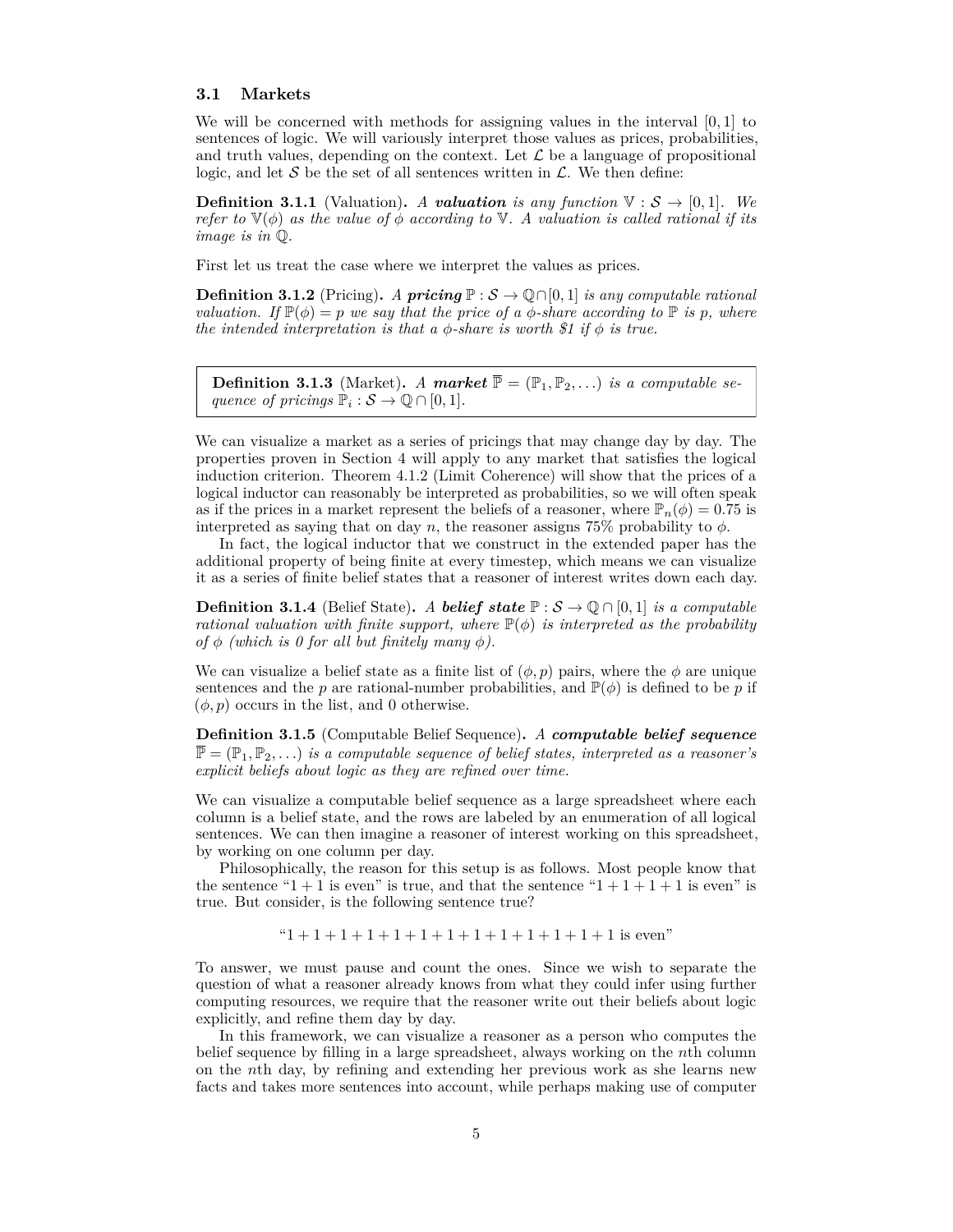### 3.1 Markets

We will be concerned with methods for assigning values in the interval $[0, 1]$ to sentences of logic. We will variously interpret those values as prices, probabilities, and truth values, depending on the context. Let $\mathcal{L}$ be a language of propositional logic, and let $\mathcal{S}$ be the set of all sentences written in $\mathcal{L}$. We then define:

**Definition 3.1.1** (Valuation)**.** *A **valuation** is any function $\mathbb{V} : \mathcal{S} \to [0, 1]$. We refer to $\mathbb{V}(\phi)$ as the value of $\phi$ according to $\mathbb{V}$. A valuation is called rational if its image is in $\mathbb{Q}$.*

First let us treat the case where we interpret the values as prices.

**Definition 3.1.2** (Pricing)**.** *A **pricing** $\mathbb{P} : \mathcal{S} \to \mathbb{Q} \cap [0, 1]$ is any computable rational valuation. If $\mathbb{P}(\phi) = p$ we say that the price of a $\phi$-share according to $\mathbb{P}$ is $p$, where the intended interpretation is that a $\phi$-share is worth \$1 if $\phi$ is true.*

**Definition 3.1.3** (Market)**.** *A **market** $\overline{\mathbb{P}} = (\mathbb{P}_1, \mathbb{P}_2, \ldots)$ is a computable sequence of pricings $\mathbb{P}_i : \mathcal{S} \to \mathbb{Q} \cap [0, 1]$.*

We can visualize a market as a series of pricings that may change day by day. The properties proven in Section 4 will apply to any market that satisfies the logical induction criterion. Theorem 4.1.2 (Limit Coherence) will show that the prices of a logical inductor can reasonably be interpreted as probabilities, so we will often speak as if the prices in a market represent the beliefs of a reasoner, where $\mathbb{P}_n(\phi) = 0.75$ is interpreted as saying that on day $n$, the reasoner assigns 75% probability to $\phi$.

In fact, the logical inductor that we construct in the extended paper has the additional property of being finite at every timestep, which means we can visualize it as a series of finite belief states that a reasoner of interest writes down each day.

**Definition 3.1.4** (Belief State)**.** *A **belief state** $\mathbb{P} : \mathcal{S} \to \mathbb{Q} \cap [0, 1]$ is a computable rational valuation with finite support, where $\mathbb{P}(\phi)$ is interpreted as the probability of $\phi$ (which is 0 for all but finitely many $\phi$).*

We can visualize a belief state as a finite list of $(\phi, p)$ pairs, where the $\phi$ are unique sentences and the $p$ are rational-number probabilities, and $\mathbb{P}(\phi)$ is defined to be $p$ if $(\phi, p)$ occurs in the list, and 0 otherwise.

**Definition 3.1.5** (Computable Belief Sequence)**.** *A **computable belief sequence** $\overline{\mathbb{P}} = (\mathbb{P}_1, \mathbb{P}_2, \ldots)$ is a computable sequence of belief states, interpreted as a reasoner's explicit beliefs about logic as they are refined over time.*

We can visualize a computable belief sequence as a large spreadsheet where each column is a belief state, and the rows are labeled by an enumeration of all logical sentences. We can then imagine a reasoner of interest working on this spreadsheet, by working on one column per day.

Philosophically, the reason for this setup is as follows. Most people know that the sentence "$1 + 1$ is even" is true, and that the sentence "$1 + 1 + 1 + 1$ is even" is true. But consider, is the following sentence true?

$$\text{“}1 + 1 + 1 + 1 + 1 + 1 + 1 + 1 + 1 + 1 + 1 + 1 + 1 \text{ is even”}$$

To answer, we must pause and count the ones. Since we wish to separate the question of what a reasoner already knows from what they could infer using further computing resources, we require that the reasoner write out their beliefs about logic explicitly, and refine them day by day.

In this framework, we can visualize a reasoner as a person who computes the belief sequence by filling in a large spreadsheet, always working on the $n$th column on the $n$th day, by refining and extending her previous work as she learns new facts and takes more sentences into account, while perhaps making use of computer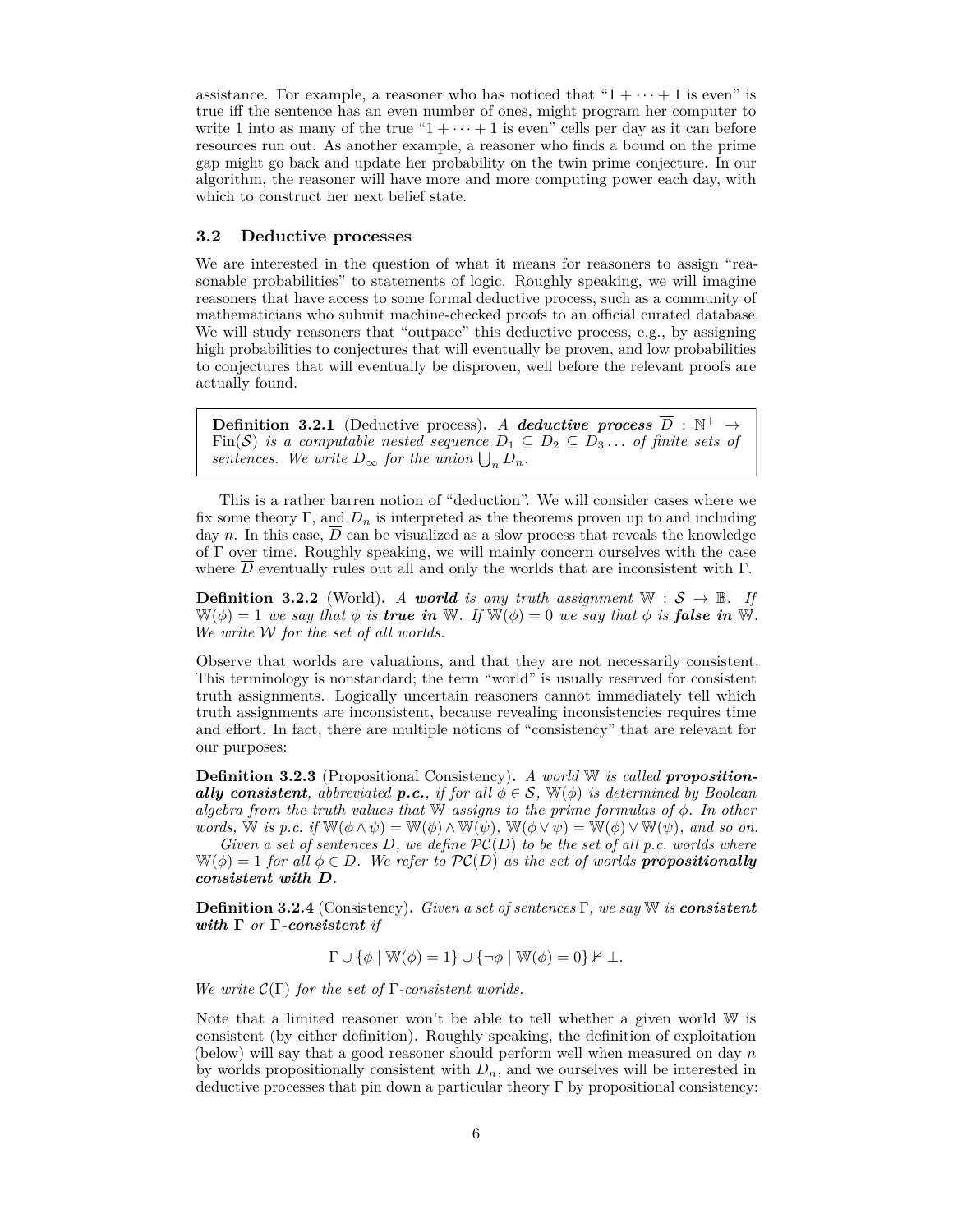assistance. For example, a reasoner who has noticed that "$1 + \cdots + 1$ is even" is true iff the sentence has an even number of ones, might program her computer to write 1 into as many of the true "$1 + \cdots + 1$ is even" cells per day as it can before resources run out. As another example, a reasoner who finds a bound on the prime gap might go back and update her probability on the twin prime conjecture. In our algorithm, the reasoner will have more and more computing power each day, with which to construct her next belief state.

### 3.2 Deductive processes

We are interested in the question of what it means for reasoners to assign "reasonable probabilities" to statements of logic. Roughly speaking, we will imagine reasoners that have access to some formal deductive process, such as a community of mathematicians who submit machine-checked proofs to an official curated database. We will study reasoners that "outpace" this deductive process, e.g., by assigning high probabilities to conjectures that will eventually be proven, and low probabilities to conjectures that will eventually be disproven, well before the relevant proofs are actually found.

> **Definition 3.2.1** (Deductive process)**.** *A **deductive process** $\overline{D} : \mathbb{N}^+ \to \mathrm{Fin}(\mathcal{S})$ is a computable nested sequence $D_1 \subseteq D_2 \subseteq D_3 \ldots$ of finite sets of sentences. We write $D_\infty$ for the union $\bigcup_n D_n$.*

This is a rather barren notion of "deduction". We will consider cases where we fix some theory $\Gamma$, and $D_n$ is interpreted as the theorems proven up to and including day $n$. In this case, $\overline{D}$ can be visualized as a slow process that reveals the knowledge of $\Gamma$ over time. Roughly speaking, we will mainly concern ourselves with the case where $\overline{D}$ eventually rules out all and only the worlds that are inconsistent with $\Gamma$.

**Definition 3.2.2** (World)**.** *A **world** is any truth assignment $\mathbb{W} : \mathcal{S} \to \mathbb{B}$. If $\mathbb{W}(\phi) = 1$ we say that $\phi$ is **true in** $\mathbb{W}$. If $\mathbb{W}(\phi) = 0$ we say that $\phi$ is **false in** $\mathbb{W}$. We write $\mathcal{W}$ for the set of all worlds.*

Observe that worlds are valuations, and that they are not necessarily consistent. This terminology is nonstandard; the term "world" is usually reserved for consistent truth assignments. Logically uncertain reasoners cannot immediately tell which truth assignments are inconsistent, because revealing inconsistencies requires time and effort. In fact, there are multiple notions of "consistency" that are relevant for our purposes:

**Definition 3.2.3** (Propositional Consistency)**.** *A world $\mathbb{W}$ is called **propositionally consistent**, abbreviated **p.c.**, if for all $\phi \in \mathcal{S}$, $\mathbb{W}(\phi)$ is determined by Boolean algebra from the truth values that $\mathbb{W}$ assigns to the prime formulas of $\phi$. In other words, $\mathbb{W}$ is p.c. if $\mathbb{W}(\phi \wedge \psi) = \mathbb{W}(\phi) \wedge \mathbb{W}(\psi)$, $\mathbb{W}(\phi \vee \psi) = \mathbb{W}(\phi) \vee \mathbb{W}(\psi)$, and so on.*

*Given a set of sentences $D$, we define $\mathcal{PC}(D)$ to be the set of all p.c. worlds where $\mathbb{W}(\phi) = 1$ for all $\phi \in D$. We refer to $\mathcal{PC}(D)$ as the set of worlds **propositionally consistent with $D$**.*

**Definition 3.2.4** (Consistency)**.** *Given a set of sentences $\Gamma$, we say $\mathbb{W}$ is **consistent with $\Gamma$** or **$\Gamma$-consistent** if*

$$\Gamma \cup \{\phi \mid \mathbb{W}(\phi) = 1\} \cup \{\neg\phi \mid \mathbb{W}(\phi) = 0\} \nvdash \bot.$$

*We write $\mathcal{C}(\Gamma)$ for the set of $\Gamma$-consistent worlds.*

Note that a limited reasoner won't be able to tell whether a given world $\mathbb{W}$ is consistent (by either definition). Roughly speaking, the definition of exploitation (below) will say that a good reasoner should perform well when measured on day $n$ by worlds propositionally consistent with $D_n$, and we ourselves will be interested in deductive processes that pin down a particular theory $\Gamma$ by propositional consistency: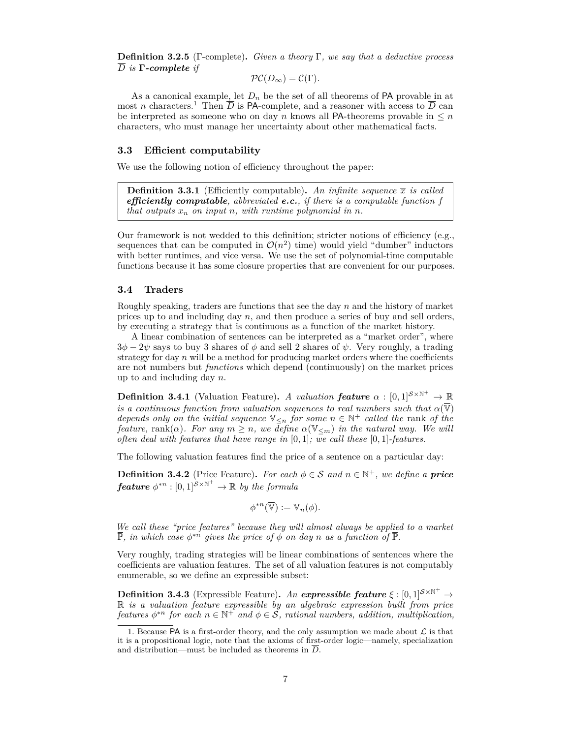**Definition 3.2.5** (Γ-complete)**.** *Given a theory* $\Gamma$*, we say that a deductive process* $\overline{D}$ *is* **Γ*-complete*** *if*

$$\mathcal{PC}(D_\infty) = \mathcal{C}(\Gamma).$$

As a canonical example, let $D_n$ be the set of all theorems of PA provable in at most $n$ characters.[1] Then $\overline{D}$ is PA-complete, and a reasoner with access to $\overline{D}$ can be interpreted as someone who on day $n$ knows all PA-theorems provable in $\leq n$ characters, who must manage her uncertainty about other mathematical facts.

### 3.3 Efficient computability

We use the following notion of efficiency throughout the paper:

**Definition 3.3.1** (Efficiently computable)**.** *An infinite sequence* $\overline{x}$ *is called* ***efficiently computable****, abbreviated* ***e.c.****, if there is a computable function* $f$ *that outputs* $x_n$ *on input* $n$*, with runtime polynomial in* $n$*.*

Our framework is not wedded to this definition; stricter notions of efficiency (e.g., sequences that can be computed in $\mathcal{O}(n^2)$ time) would yield "dumber" inductors with better runtimes, and vice versa. We use the set of polynomial-time computable functions because it has some closure properties that are convenient for our purposes.

### 3.4 Traders

Roughly speaking, traders are functions that see the day $n$ and the history of market prices up to and including day $n$, and then produce a series of buy and sell orders, by executing a strategy that is continuous as a function of the market history.

A linear combination of sentences can be interpreted as a "market order", where $3\phi - 2\psi$ says to buy 3 shares of $\phi$ and sell 2 shares of $\psi$. Very roughly, a trading strategy for day $n$ will be a method for producing market orders where the coefficients are not numbers but *functions* which depend (continuously) on the market prices up to and including day $n$.

**Definition 3.4.1** (Valuation Feature)**.** *A valuation* ***feature*** $\alpha : [0,1]^{\mathcal{S}\times\mathbb{N}^+} \to \mathbb{R}$ *is a continuous function from valuation sequences to real numbers such that* $\alpha(\overline{\mathbb{V}})$ *depends only on the initial sequence* $\mathbb{V}_{\leq n}$ *for some* $n \in \mathbb{N}^+$ *called the* rank *of the feature,* $\operatorname{rank}(\alpha)$*. For any* $m \geq n$*, we define* $\alpha(\mathbb{V}_{\leq m})$ *in the natural way. We will often deal with features that have range in* $[0,1]$*; we call these* $[0,1]$*-features.*

The following valuation features find the price of a sentence on a particular day:

**Definition 3.4.2** (Price Feature)**.** *For each* $\phi \in \mathcal{S}$ *and* $n \in \mathbb{N}^+$*, we define a* ***price feature*** $\phi^{*n} : [0,1]^{\mathcal{S}\times\mathbb{N}^+} \to \mathbb{R}$ *by the formula*

$$\phi^{*n}(\overline{\mathbb{V}}) := \mathbb{V}_n(\phi).$$

*We call these "price features" because they will almost always be applied to a market* $\overline{\mathbb{P}}$*, in which case* $\phi^{*n}$ *gives the price of* $\phi$ *on day* $n$ *as a function of* $\overline{\mathbb{P}}$*.*

Very roughly, trading strategies will be linear combinations of sentences where the coefficients are valuation features. The set of all valuation features is not computably enumerable, so we define an expressible subset:

**Definition 3.4.3** (Expressible Feature)**.** *An* ***expressible feature*** $\xi : [0,1]^{\mathcal{S}\times\mathbb{N}^+} \to \mathbb{R}$ *is a valuation feature expressible by an algebraic expression built from price features* $\phi^{*n}$ *for each* $n \in \mathbb{N}^+$ *and* $\phi \in \mathcal{S}$*, rational numbers, addition, multiplication,*

---

[1] Because PA is a first-order theory, and the only assumption we made about $\mathcal{L}$ is that it is a propositional logic, note that the axioms of first-order logic—namely, specialization and distribution—must be included as theorems in $\overline{D}$.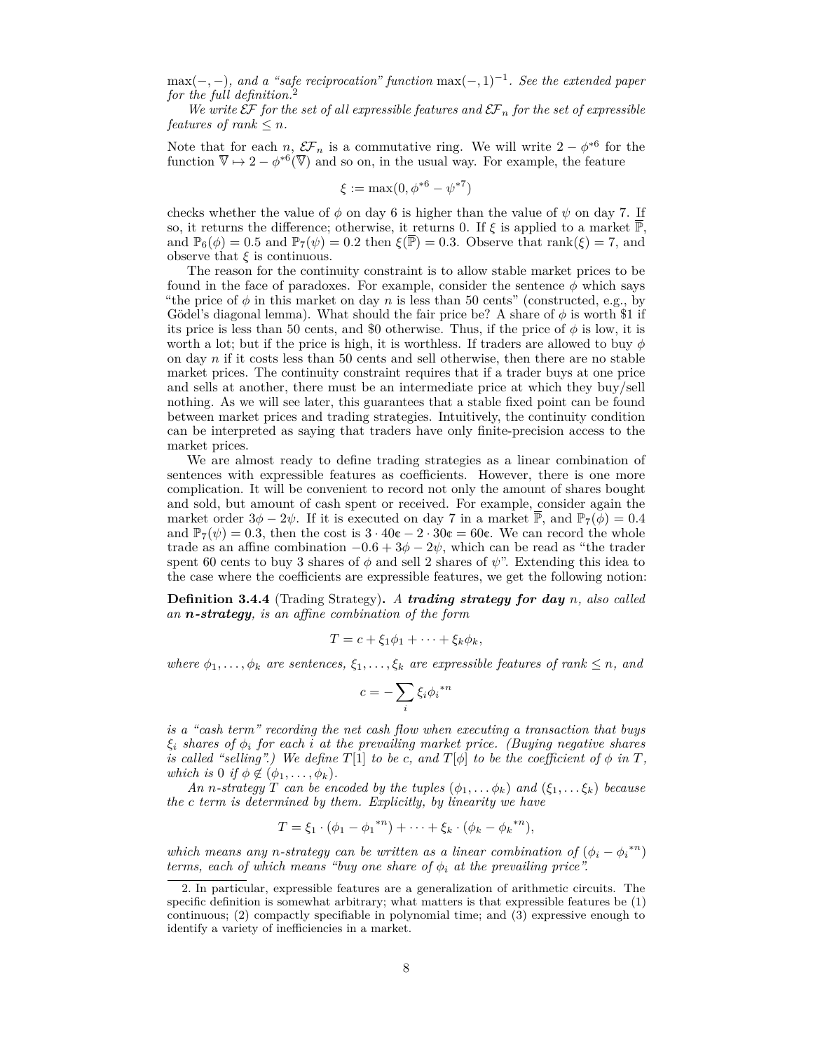$\max(-,-)$*, and a "safe reciprocation" function* $\max(-,1)^{-1}$*. See the extended paper for the full definition.*[2]

*We write* $\mathcal{EF}$ *for the set of all expressible features and* $\mathcal{EF}_n$ *for the set of expressible features of rank* $\leq n$.

Note that for each $n$, $\mathcal{EF}_n$ is a commutative ring. We will write $2 - \phi^{*6}$ for the function $\overline{\mathbb{V}} \mapsto 2 - \phi^{*6}(\overline{\mathbb{V}})$ and so on, in the usual way. For example, the feature

$$\xi := \max(0, \phi^{*6} - \psi^{*7})$$

checks whether the value of $\phi$ on day 6 is higher than the value of $\psi$ on day 7. If so, it returns the difference; otherwise, it returns 0. If $\xi$ is applied to a market $\overline{\mathbb{P}}$, and $\mathbb{P}_6(\phi) = 0.5$ and $\mathbb{P}_7(\psi) = 0.2$ then $\xi(\overline{\mathbb{P}}) = 0.3$. Observe that $\text{rank}(\xi) = 7$, and observe that $\xi$ is continuous.

The reason for the continuity constraint is to allow stable market prices to be found in the face of paradoxes. For example, consider the sentence $\phi$ which says "the price of $\phi$ in this market on day $n$ is less than 50 cents" (constructed, e.g., by Gödel's diagonal lemma). What should the fair price be? A share of $\phi$ is worth \$1 if its price is less than 50 cents, and \$0 otherwise. Thus, if the price of $\phi$ is low, it is worth a lot; but if the price is high, it is worthless. If traders are allowed to buy $\phi$ on day $n$ if it costs less than 50 cents and sell otherwise, then there are no stable market prices. The continuity constraint requires that if a trader buys at one price and sells at another, there must be an intermediate price at which they buy/sell nothing. As we will see later, this guarantees that a stable fixed point can be found between market prices and trading strategies. Intuitively, the continuity condition can be interpreted as saying that traders have only finite-precision access to the market prices.

We are almost ready to define trading strategies as a linear combination of sentences with expressible features as coefficients. However, there is one more complication. It will be convenient to record not only the amount of shares bought and sold, but amount of cash spent or received. For example, consider again the market order $3\phi - 2\psi$. If it is executed on day 7 in a market $\overline{\mathbb{P}}$, and $\mathbb{P}_7(\phi) = 0.4$ and $\mathbb{P}_7(\psi) = 0.3$, then the cost is $3 \cdot 40¢ - 2 \cdot 30¢ = 60¢$. We can record the whole trade as an affine combination $-0.6 + 3\phi - 2\psi$, which can be read as "the trader spent 60 cents to buy 3 shares of $\phi$ and sell 2 shares of $\psi$". Extending this idea to the case where the coefficients are expressible features, we get the following notion:

**Definition 3.4.4** (Trading Strategy)**.** *A* ***trading strategy for day*** $n$*, also called an* $n$***-strategy****, is an affine combination of the form*

$$T = c + \xi_1\phi_1 + \cdots + \xi_k\phi_k,$$

*where* $\phi_1, \ldots, \phi_k$ *are sentences,* $\xi_1, \ldots, \xi_k$ *are expressible features of rank* $\leq n$*, and*

$$c = -\sum_i \xi_i {\phi_i}^{*n}$$

*is a "cash term" recording the net cash flow when executing a transaction that buys* $\xi_i$ *shares of* $\phi_i$ *for each* $i$ *at the prevailing market price. (Buying negative shares is called "selling".) We define* $T[1]$ *to be* $c$*, and* $T[\phi]$ *to be the coefficient of* $\phi$ *in* $T$*, which is 0 if* $\phi \notin (\phi_1, \ldots, \phi_k)$.

*An* $n$*-strategy* $T$ *can be encoded by the tuples* $(\phi_1, \ldots \phi_k)$ *and* $(\xi_1, \ldots \xi_k)$ *because the* $c$ *term is determined by them. Explicitly, by linearity we have*

$$T = \xi_1 \cdot (\phi_1 - {\phi_1}^{*n}) + \cdots + \xi_k \cdot (\phi_k - {\phi_k}^{*n}),$$

*which means any* $n$*-strategy can be written as a linear combination of* $(\phi_i - {\phi_i}^{*n})$ *terms, each of which means "buy one share of* $\phi_i$ *at the prevailing price".*

2. In particular, expressible features are a generalization of arithmetic circuits. The specific definition is somewhat arbitrary; what matters is that expressible features be (1) continuous; (2) compactly specifiable in polynomial time; and (3) expressive enough to identify a variety of inefficiencies in a market.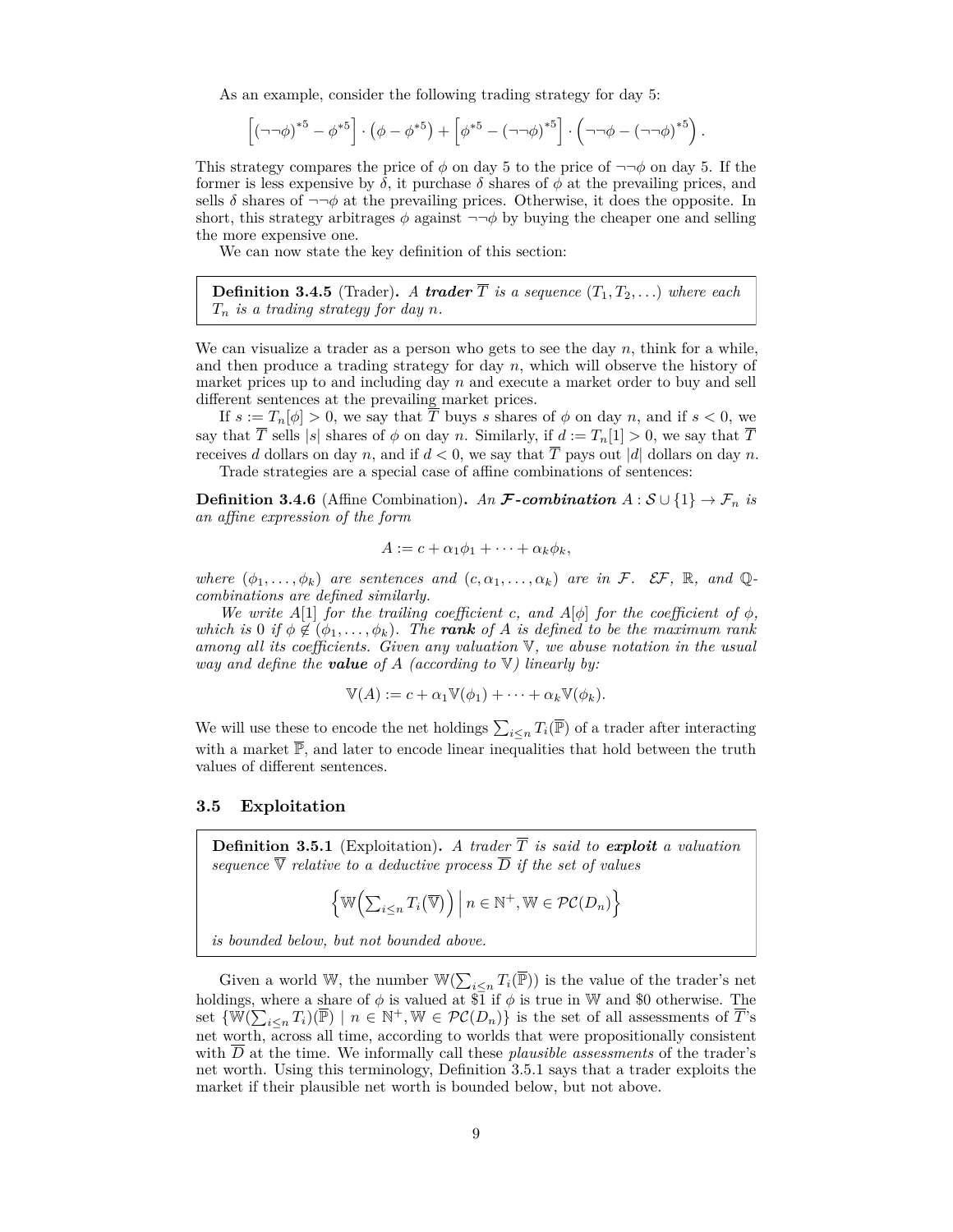As an example, consider the following trading strategy for day 5:

$$\left[(\neg\neg\phi)^{*5} - \phi^{*5}\right] \cdot \left(\phi - \phi^{*5}\right) + \left[\phi^{*5} - (\neg\neg\phi)^{*5}\right] \cdot \left(\neg\neg\phi - (\neg\neg\phi)^{*5}\right).$$

This strategy compares the price of $\phi$ on day 5 to the price of $\neg\neg\phi$ on day 5. If the former is less expensive by $\delta$, it purchase $\delta$ shares of $\phi$ at the prevailing prices, and sells $\delta$ shares of $\neg\neg\phi$ at the prevailing prices. Otherwise, it does the opposite. In short, this strategy arbitrages $\phi$ against $\neg\neg\phi$ by buying the cheaper one and selling the more expensive one.

We can now state the key definition of this section:

**Definition 3.4.5** (Trader). *A **trader** $\overline{T}$ is a sequence $(T_1, T_2, \ldots)$ where each $T_n$ is a trading strategy for day $n$.*

We can visualize a trader as a person who gets to see the day $n$, think for a while, and then produce a trading strategy for day $n$, which will observe the history of market prices up to and including day $n$ and execute a market order to buy and sell different sentences at the prevailing market prices.

If $s := T_n[\phi] > 0$, we say that $\overline{T}$ buys $s$ shares of $\phi$ on day $n$, and if $s < 0$, we say that $\overline{T}$ sells $|s|$ shares of $\phi$ on day $n$. Similarly, if $d := T_n[1] > 0$, we say that $\overline{T}$ receives $d$ dollars on day $n$, and if $d < 0$, we say that $\overline{T}$ pays out $|d|$ dollars on day $n$.

Trade strategies are a special case of affine combinations of sentences:

**Definition 3.4.6** (Affine Combination). *An **$\mathcal{F}$-combination** $A : \mathcal{S} \cup \{1\} \to \mathcal{F}_n$ is an affine expression of the form*

$$A := c + \alpha_1\phi_1 + \cdots + \alpha_k\phi_k,$$

*where $(\phi_1, \ldots, \phi_k)$ are sentences and $(c, \alpha_1, \ldots, \alpha_k)$ are in $\mathcal{F}$. $\mathcal{EF}$, $\mathbb{R}$, and $\mathbb{Q}$-combinations are defined similarly.*

*We write $A[1]$ for the trailing coefficient $c$, and $A[\phi]$ for the coefficient of $\phi$, which is 0 if $\phi \notin (\phi_1, \ldots, \phi_k)$. The **rank** of $A$ is defined to be the maximum rank among all its coefficients. Given any valuation $\mathbb{V}$, we abuse notation in the usual way and define the **value** of $A$ (according to $\mathbb{V}$) linearly by:*

$$\mathbb{V}(A) := c + \alpha_1\mathbb{V}(\phi_1) + \cdots + \alpha_k\mathbb{V}(\phi_k).$$

We will use these to encode the net holdings $\sum_{i \le n} T_i(\overline{\mathbb{P}})$ of a trader after interacting with a market $\overline{\mathbb{P}}$, and later to encode linear inequalities that hold between the truth values of different sentences.

## 3.5 Exploitation

**Definition 3.5.1** (Exploitation). *A trader $\overline{T}$ is said to **exploit** a valuation sequence $\overline{\mathbb{V}}$ relative to a deductive process $\overline{D}$ if the set of values*

$$\left\{\mathbb{W}\left(\textstyle\sum_{i \le n} T_i\left(\overline{\mathbb{V}}\right)\right) \,\middle|\, n \in \mathbb{N}^+, \mathbb{W} \in \mathcal{PC}(D_n)\right\}$$

*is bounded below, but not bounded above.*

Given a world $\mathbb{W}$, the number $\mathbb{W}(\sum_{i \le n} T_i(\overline{\mathbb{P}}))$ is the value of the trader's net holdings, where a share of $\phi$ is valued at \$1 if $\phi$ is true in $\mathbb{W}$ and \$0 otherwise. The set $\{\mathbb{W}(\sum_{i \le n} T_i)(\overline{\mathbb{P}}) \mid n \in \mathbb{N}^+, \mathbb{W} \in \mathcal{PC}(D_n)\}$ is the set of all assessments of $\overline{T}$'s net worth, across all time, according to worlds that were propositionally consistent with $\overline{D}$ at the time. We informally call these *plausible assessments* of the trader's net worth. Using this terminology, Definition 3.5.1 says that a trader exploits the market if their plausible net worth is bounded below, but not above.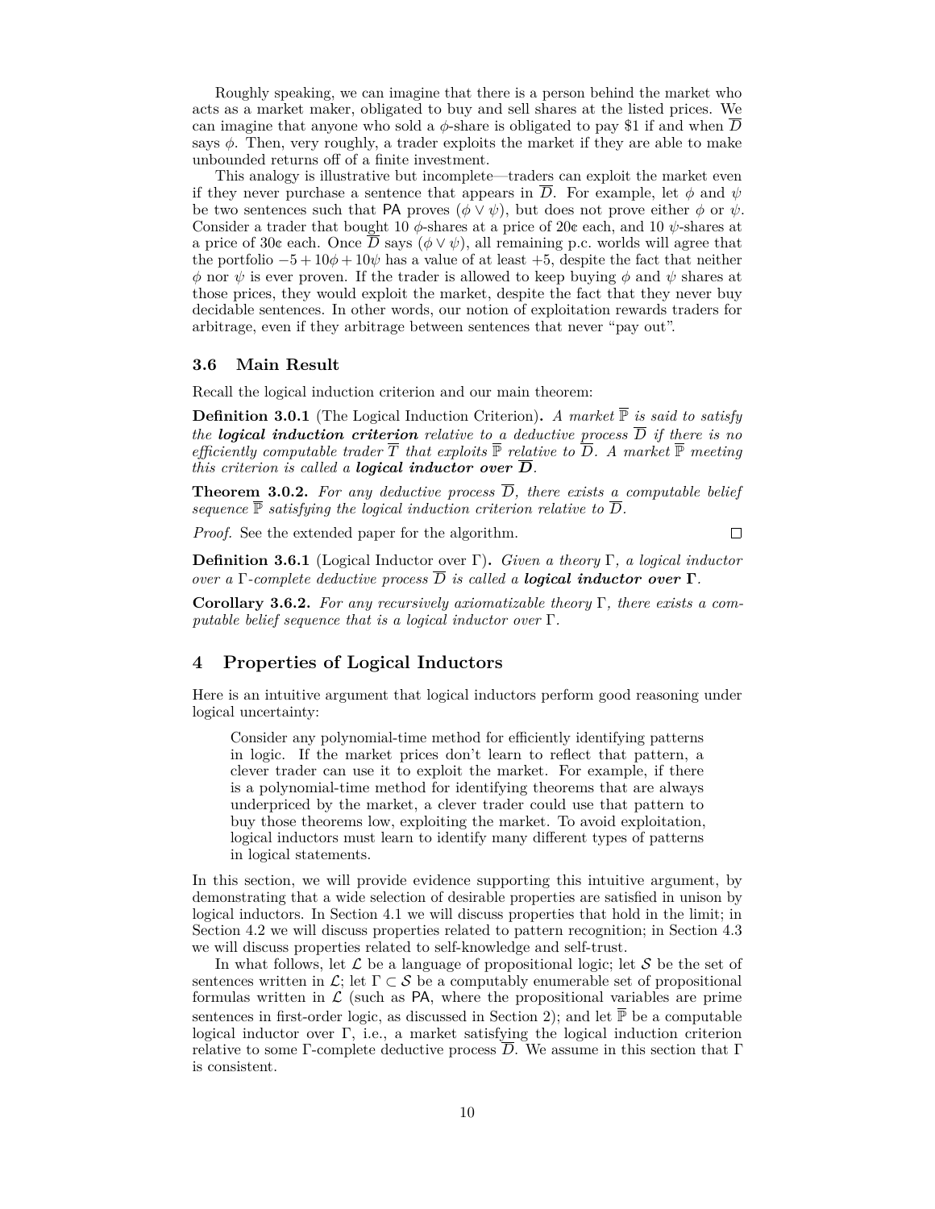Roughly speaking, we can imagine that there is a person behind the market who acts as a market maker, obligated to buy and sell shares at the listed prices. We can imagine that anyone who sold a $\phi$-share is obligated to pay \$1 if and when $\overline{D}$ says $\phi$. Then, very roughly, a trader exploits the market if they are able to make unbounded returns off of a finite investment.

This analogy is illustrative but incomplete—traders can exploit the market even if they never purchase a sentence that appears in $\overline{D}$. For example, let $\phi$ and $\psi$ be two sentences such that PA proves $(\phi \vee \psi)$, but does not prove either $\phi$ or $\psi$. Consider a trader that bought 10 $\phi$-shares at a price of 20¢ each, and 10 $\psi$-shares at a price of 30¢ each. Once $\overline{D}$ says $(\phi \vee \psi)$, all remaining p.c. worlds will agree that the portfolio $-5 + 10\phi + 10\psi$ has a value of at least $+5$, despite the fact that neither $\phi$ nor $\psi$ is ever proven. If the trader is allowed to keep buying $\phi$ and $\psi$ shares at those prices, they would exploit the market, despite the fact that they never buy decidable sentences. In other words, our notion of exploitation rewards traders for arbitrage, even if they arbitrage between sentences that never "pay out".

### 3.6 Main Result

Recall the logical induction criterion and our main theorem:

**Definition 3.0.1** (The Logical Induction Criterion)**.** *A market $\overline{\mathbb{P}}$ is said to satisfy the* ***logical induction criterion*** *relative to a deductive process $\overline{D}$ if there is no efficiently computable trader $\overline{T}$ that exploits $\overline{\mathbb{P}}$ relative to $\overline{D}$. A market $\overline{\mathbb{P}}$ meeting this criterion is called a* ***logical inductor over $\overline{D}$****.*

**Theorem 3.0.2.** *For any deductive process $\overline{D}$, there exists a computable belief sequence $\overline{\mathbb{P}}$ satisfying the logical induction criterion relative to $\overline{D}$.*

*Proof.* See the extended paper for the algorithm. □

**Definition 3.6.1** (Logical Inductor over $\Gamma$)**.** *Given a theory $\Gamma$, a logical inductor over a $\Gamma$-complete deductive process $\overline{D}$ is called a* ***logical inductor over $\Gamma$****.*

**Corollary 3.6.2.** *For any recursively axiomatizable theory $\Gamma$, there exists a computable belief sequence that is a logical inductor over $\Gamma$.*

## 4 Properties of Logical Inductors

Here is an intuitive argument that logical inductors perform good reasoning under logical uncertainty:

> Consider any polynomial-time method for efficiently identifying patterns in logic. If the market prices don't learn to reflect that pattern, a clever trader can use it to exploit the market. For example, if there is a polynomial-time method for identifying theorems that are always underpriced by the market, a clever trader could use that pattern to buy those theorems low, exploiting the market. To avoid exploitation, logical inductors must learn to identify many different types of patterns in logical statements.

In this section, we will provide evidence supporting this intuitive argument, by demonstrating that a wide selection of desirable properties are satisfied in unison by logical inductors. In Section 4.1 we will discuss properties that hold in the limit; in Section 4.2 we will discuss properties related to pattern recognition; in Section 4.3 we will discuss properties related to self-knowledge and self-trust.

In what follows, let $\mathcal{L}$ be a language of propositional logic; let $\mathcal{S}$ be the set of sentences written in $\mathcal{L}$; let $\Gamma \subset \mathcal{S}$ be a computably enumerable set of propositional formulas written in $\mathcal{L}$ (such as PA, where the propositional variables are prime sentences in first-order logic, as discussed in Section 2); and let $\overline{\mathbb{P}}$ be a computable logical inductor over $\Gamma$, i.e., a market satisfying the logical induction criterion relative to some $\Gamma$-complete deductive process $\overline{D}$. We assume in this section that $\Gamma$ is consistent.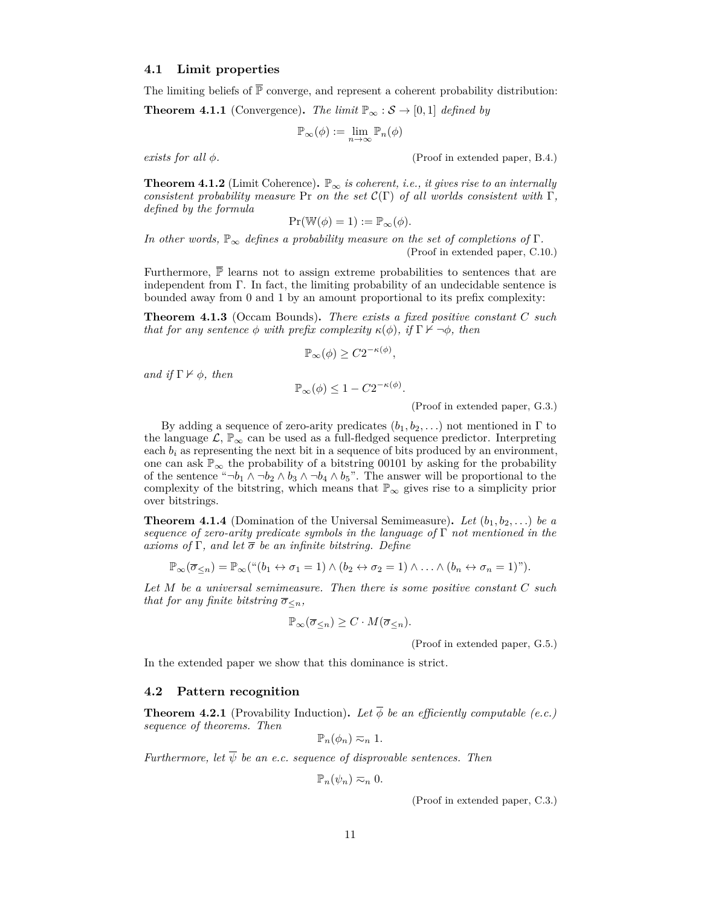### 4.1 Limit properties

The limiting beliefs of $\overline{\mathbb{P}}$ converge, and represent a coherent probability distribution:

**Theorem 4.1.1** (Convergence)**.** *The limit* $\mathbb{P}_\infty : \mathcal{S} \to [0, 1]$ *defined by*

$$\mathbb{P}_\infty(\phi) := \lim_{n\to\infty} \mathbb{P}_n(\phi)$$

*exists for all* $\phi$. (Proof in extended paper, B.4.)

**Theorem 4.1.2** (Limit Coherence)**.** $\mathbb{P}_\infty$ *is coherent, i.e., it gives rise to an internally consistent probability measure* Pr *on the set* $\mathcal{C}(\Gamma)$ *of all worlds consistent with* $\Gamma$*, defined by the formula*

$$\Pr(\mathbb{W}(\phi) = 1) := \mathbb{P}_\infty(\phi).$$

*In other words,* $\mathbb{P}_\infty$ *defines a probability measure on the set of completions of* $\Gamma$*.* (Proof in extended paper, C.10.)

Furthermore, $\overline{\mathbb{P}}$ learns not to assign extreme probabilities to sentences that are independent from $\Gamma$. In fact, the limiting probability of an undecidable sentence is bounded away from 0 and 1 by an amount proportional to its prefix complexity:

**Theorem 4.1.3** (Occam Bounds)**.** *There exists a fixed positive constant* $C$ *such that for any sentence* $\phi$ *with prefix complexity* $\kappa(\phi)$*, if* $\Gamma \nvdash \neg\phi$*, then*

$$\mathbb{P}_\infty(\phi) \geq C2^{-\kappa(\phi)},$$

*and if* $\Gamma \nvdash \phi$*, then*

$$\mathbb{P}_\infty(\phi) \leq 1 - C2^{-\kappa(\phi)}.$$

(Proof in extended paper, G.3.)

By adding a sequence of zero-arity predicates $(b_1, b_2, \ldots)$ not mentioned in $\Gamma$ to the language $\mathcal{L}$, $\mathbb{P}_\infty$ can be used as a full-fledged sequence predictor. Interpreting each $b_i$ as representing the next bit in a sequence of bits produced by an environment, one can ask $\mathbb{P}_\infty$ the probability of a bitstring 00101 by asking for the probability of the sentence "$\neg b_1 \wedge \neg b_2 \wedge b_3 \wedge \neg b_4 \wedge b_5$". The answer will be proportional to the complexity of the bitstring, which means that $\mathbb{P}_\infty$ gives rise to a simplicity prior over bitstrings.

**Theorem 4.1.4** (Domination of the Universal Semimeasure)**.** *Let* $(b_1, b_2, \ldots)$ *be a sequence of zero-arity predicate symbols in the language of* $\Gamma$ *not mentioned in the axioms of* $\Gamma$*, and let* $\overline{\sigma}$ *be an infinite bitstring. Define*

$$\mathbb{P}_\infty(\overline{\sigma}_{\leq n}) = \mathbb{P}_\infty(\text{“}(b_1 \leftrightarrow \sigma_1 = 1) \wedge (b_2 \leftrightarrow \sigma_2 = 1) \wedge \ldots \wedge (b_n \leftrightarrow \sigma_n = 1)\text{”}).$$

*Let* $M$ *be a universal semimeasure. Then there is some positive constant* $C$ *such that for any finite bitstring* $\overline{\sigma}_{\leq n}$*,*

$$\mathbb{P}_\infty(\overline{\sigma}_{\leq n}) \geq C \cdot M(\overline{\sigma}_{\leq n}).$$

(Proof in extended paper, G.5.)

In the extended paper we show that this dominance is strict.

### 4.2 Pattern recognition

**Theorem 4.2.1** (Provability Induction)**.** *Let* $\overline{\phi}$ *be an efficiently computable (e.c.) sequence of theorems. Then*

$$\mathbb{P}_n(\phi_n) \eqsim_n 1.$$

*Furthermore, let* $\overline{\psi}$ *be an e.c. sequence of disprovable sentences. Then*

$$\mathbb{P}_n(\psi_n) \eqsim_n 0.$$

(Proof in extended paper, C.3.)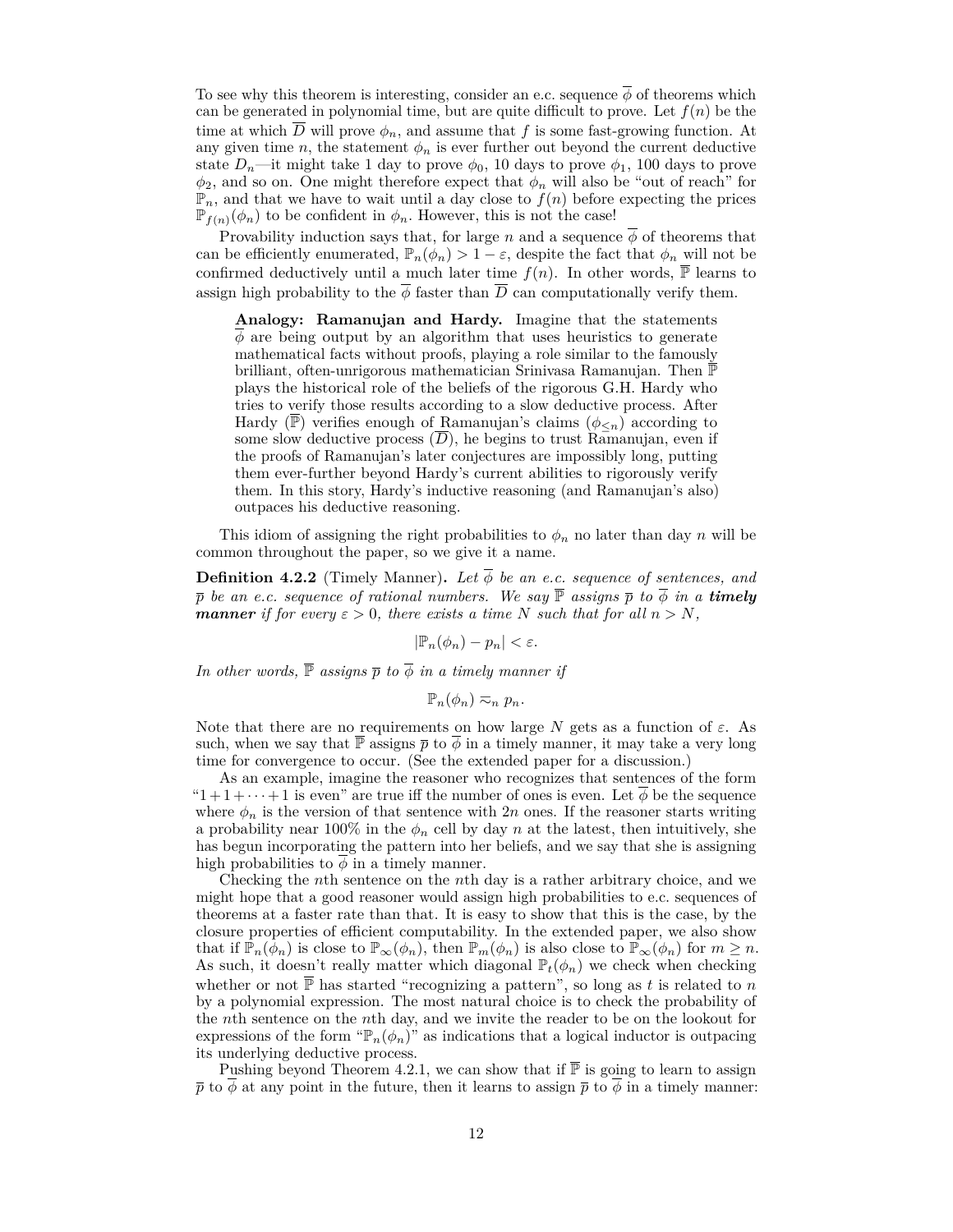To see why this theorem is interesting, consider an e.c. sequence $\overline{\phi}$ of theorems which can be generated in polynomial time, but are quite difficult to prove. Let $f(n)$ be the time at which $\overline{D}$ will prove $\phi_n$, and assume that $f$ is some fast-growing function. At any given time $n$, the statement $\phi_n$ is ever further out beyond the current deductive state $D_n$—it might take 1 day to prove $\phi_0$, 10 days to prove $\phi_1$, 100 days to prove $\phi_2$, and so on. One might therefore expect that $\phi_n$ will also be "out of reach" for $\mathbb{P}_n$, and that we have to wait until a day close to $f(n)$ before expecting the prices $\mathbb{P}_{f(n)}(\phi_n)$ to be confident in $\phi_n$. However, this is not the case!

Provability induction says that, for large $n$ and a sequence $\overline{\phi}$ of theorems that can be efficiently enumerated, $\mathbb{P}_n(\phi_n) > 1 - \varepsilon$, despite the fact that $\phi_n$ will not be confirmed deductively until a much later time $f(n)$. In other words, $\overline{\mathbb{P}}$ learns to assign high probability to the $\overline{\phi}$ faster than $\overline{D}$ can computationally verify them.

> **Analogy: Ramanujan and Hardy.** Imagine that the statements $\overline{\phi}$ are being output by an algorithm that uses heuristics to generate mathematical facts without proofs, playing a role similar to the famously brilliant, often-unrigorous mathematician Srinivasa Ramanujan. Then $\overline{\mathbb{P}}$ plays the historical role of the beliefs of the rigorous G.H. Hardy who tries to verify those results according to a slow deductive process. After Hardy ($\overline{\mathbb{P}}$) verifies enough of Ramanujan's claims ($\phi_{\leq n}$) according to some slow deductive process ($\overline{D}$), he begins to trust Ramanujan, even if the proofs of Ramanujan's later conjectures are impossibly long, putting them ever-further beyond Hardy's current abilities to rigorously verify them. In this story, Hardy's inductive reasoning (and Ramanujan's also) outpaces his deductive reasoning.

This idiom of assigning the right probabilities to $\phi_n$ no later than day $n$ will be common throughout the paper, so we give it a name.

**Definition 4.2.2** (Timely Manner)**.** *Let $\overline{\phi}$ be an e.c. sequence of sentences, and $\overline{p}$ be an e.c. sequence of rational numbers. We say $\overline{\mathbb{P}}$ assigns $\overline{p}$ to $\overline{\phi}$ in a **timely manner** if for every $\varepsilon > 0$, there exists a time $N$ such that for all $n > N$,*

$$|\mathbb{P}_n(\phi_n) - p_n| < \varepsilon.$$

*In other words, $\overline{\mathbb{P}}$ assigns $\overline{p}$ to $\overline{\phi}$ in a timely manner if*

$$\mathbb{P}_n(\phi_n) \eqsim_n p_n.$$

Note that there are no requirements on how large $N$ gets as a function of $\varepsilon$. As such, when we say that $\overline{\mathbb{P}}$ assigns $\overline{p}$ to $\overline{\phi}$ in a timely manner, it may take a very long time for convergence to occur. (See the extended paper for a discussion.)

As an example, imagine the reasoner who recognizes that sentences of the form "$1+1+\cdots+1$ is even" are true iff the number of ones is even. Let $\overline{\phi}$ be the sequence where $\phi_n$ is the version of that sentence with $2n$ ones. If the reasoner starts writing a probability near 100% in the $\phi_n$ cell by day $n$ at the latest, then intuitively, she has begun incorporating the pattern into her beliefs, and we say that she is assigning high probabilities to $\overline{\phi}$ in a timely manner.

Checking the $n$th sentence on the $n$th day is a rather arbitrary choice, and we might hope that a good reasoner would assign high probabilities to e.c. sequences of theorems at a faster rate than that. It is easy to show that this is the case, by the closure properties of efficient computability. In the extended paper, we also show that if $\mathbb{P}_n(\phi_n)$ is close to $\mathbb{P}_\infty(\phi_n)$, then $\mathbb{P}_m(\phi_n)$ is also close to $\mathbb{P}_\infty(\phi_n)$ for $m \geq n$. As such, it doesn't really matter which diagonal $\mathbb{P}_t(\phi_n)$ we check when checking whether or not $\overline{\mathbb{P}}$ has started "recognizing a pattern", so long as $t$ is related to $n$ by a polynomial expression. The most natural choice is to check the probability of the $n$th sentence on the $n$th day, and we invite the reader to be on the lookout for expressions of the form "$\mathbb{P}_n(\phi_n)$" as indications that a logical inductor is outpacing its underlying deductive process.

Pushing beyond Theorem 4.2.1, we can show that if $\overline{\mathbb{P}}$ is going to learn to assign $\overline{p}$ to $\overline{\phi}$ at any point in the future, then it learns to assign $\overline{p}$ to $\overline{\phi}$ in a timely manner: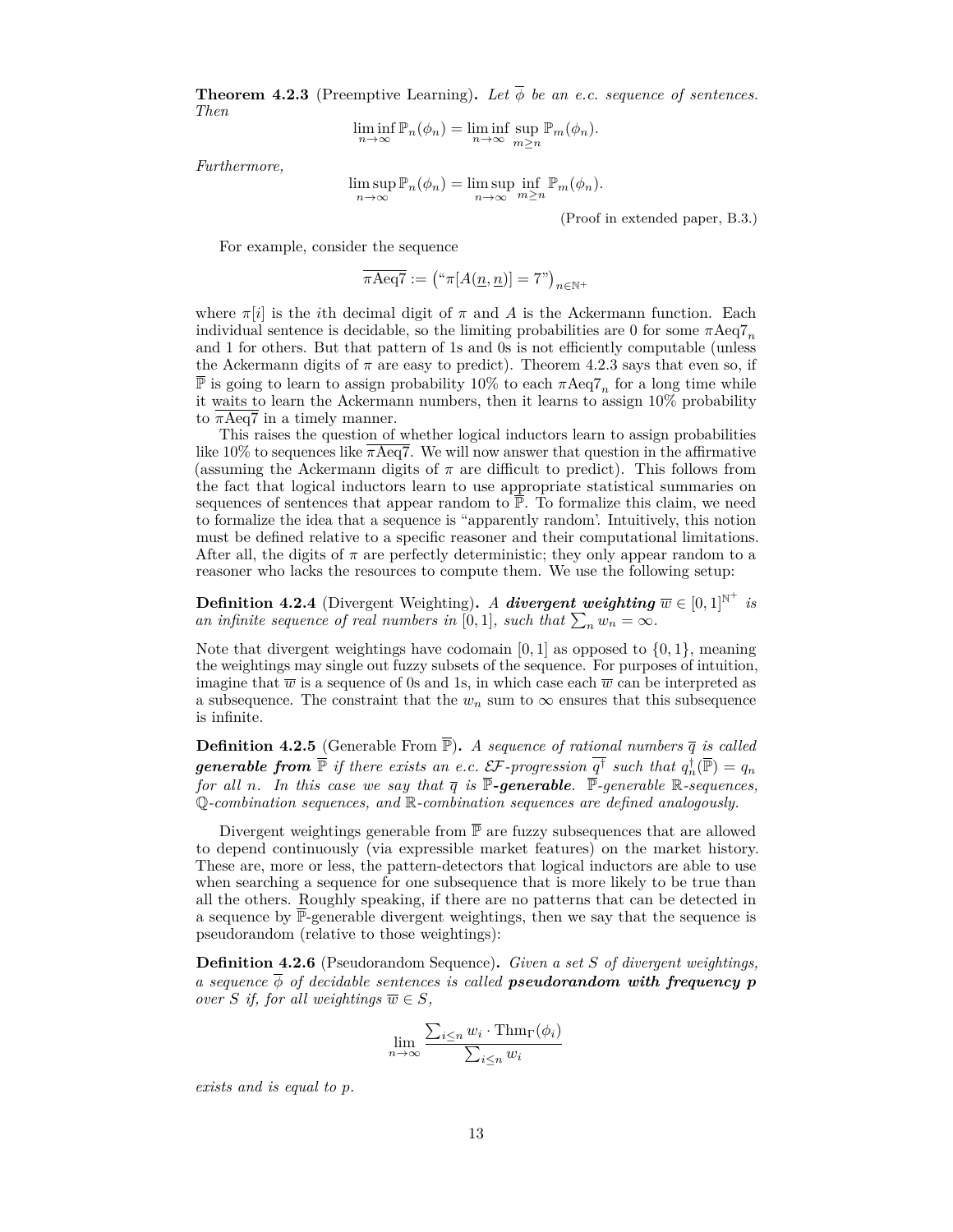**Theorem 4.2.3** (Preemptive Learning)**.** *Let $\overline{\phi}$ be an e.c. sequence of sentences. Then*

$$\liminf_{n\to\infty} \mathbb{P}_n(\phi_n) = \liminf_{n\to\infty} \sup_{m\geq n} \mathbb{P}_m(\phi_n).$$

*Furthermore,*

$$\limsup_{n\to\infty} \mathbb{P}_n(\phi_n) = \limsup_{n\to\infty} \inf_{m\geq n} \mathbb{P}_m(\phi_n).$$

(Proof in extended paper, B.3.)

For example, consider the sequence

$$\overline{\pi\text{Aeq7}} := \left(\text{“}\pi[A(\underline{n},\underline{n})] = 7\text{”}\right)_{n\in\mathbb{N}^+}$$

where $\pi[i]$ is the $i$th decimal digit of $\pi$ and $A$ is the Ackermann function. Each individual sentence is decidable, so the limiting probabilities are 0 for some $\pi\text{Aeq7}_n$ and 1 for others. But that pattern of 1s and 0s is not efficiently computable (unless the Ackermann digits of $\pi$ are easy to predict). Theorem 4.2.3 says that even so, if $\overline{\mathbb{P}}$ is going to learn to assign probability 10% to each $\pi\text{Aeq7}_n$ for a long time while it waits to learn the Ackermann numbers, then it learns to assign 10% probability to $\overline{\pi\text{Aeq7}}$ in a timely manner.

This raises the question of whether logical inductors learn to assign probabilities like 10% to sequences like $\overline{\pi\text{Aeq7}}$. We will now answer that question in the affirmative (assuming the Ackermann digits of $\pi$ are difficult to predict). This follows from the fact that logical inductors learn to use appropriate statistical summaries on sequences of sentences that appear random to $\overline{\mathbb{P}}$. To formalize this claim, we need to formalize the idea that a sequence is "apparently random'. Intuitively, this notion must be defined relative to a specific reasoner and their computational limitations. After all, the digits of $\pi$ are perfectly deterministic; they only appear random to a reasoner who lacks the resources to compute them. We use the following setup:

**Definition 4.2.4** (Divergent Weighting)**.** *A* ***divergent weighting*** $\overline{w} \in [0,1]^{\mathbb{N}^+}$ *is an infinite sequence of real numbers in $[0,1]$, such that $\sum_n w_n = \infty$.*

Note that divergent weightings have codomain $[0,1]$ as opposed to $\{0,1\}$, meaning the weightings may single out fuzzy subsets of the sequence. For purposes of intuition, imagine that $\overline{w}$ is a sequence of 0s and 1s, in which case each $\overline{w}$ can be interpreted as a subsequence. The constraint that the $w_n$ sum to $\infty$ ensures that this subsequence is infinite.

**Definition 4.2.5** (Generable From $\overline{\mathbb{P}}$)**.** *A sequence of rational numbers $\overline{q}$ is called* ***generable from*** $\overline{\mathbb{P}}$ *if there exists an e.c. $\mathcal{EF}$-progression $\overline{q^\dagger}$ such that $q^\dagger_n(\overline{\mathbb{P}}) = q_n$ for all $n$. In this case we say that $\overline{q}$ is* ***$\overline{\mathbb{P}}$-generable****. $\overline{\mathbb{P}}$-generable $\mathbb{R}$-sequences, $\mathbb{Q}$-combination sequences, and $\mathbb{R}$-combination sequences are defined analogously.*

Divergent weightings generable from $\overline{\mathbb{P}}$ are fuzzy subsequences that are allowed to depend continuously (via expressible market features) on the market history. These are, more or less, the pattern-detectors that logical inductors are able to use when searching a sequence for one subsequence that is more likely to be true than all the others. Roughly speaking, if there are no patterns that can be detected in a sequence by $\overline{\mathbb{P}}$-generable divergent weightings, then we say that the sequence is pseudorandom (relative to those weightings):

**Definition 4.2.6** (Pseudorandom Sequence)**.** *Given a set $S$ of divergent weightings, a sequence $\overline{\phi}$ of decidable sentences is called* ***pseudorandom with frequency p*** *over $S$ if, for all weightings $\overline{w} \in S$,*

$$\lim_{n\to\infty} \frac{\sum_{i\leq n} w_i \cdot \text{Thm}_\Gamma(\phi_i)}{\sum_{i\leq n} w_i}$$

*exists and is equal to $p$.*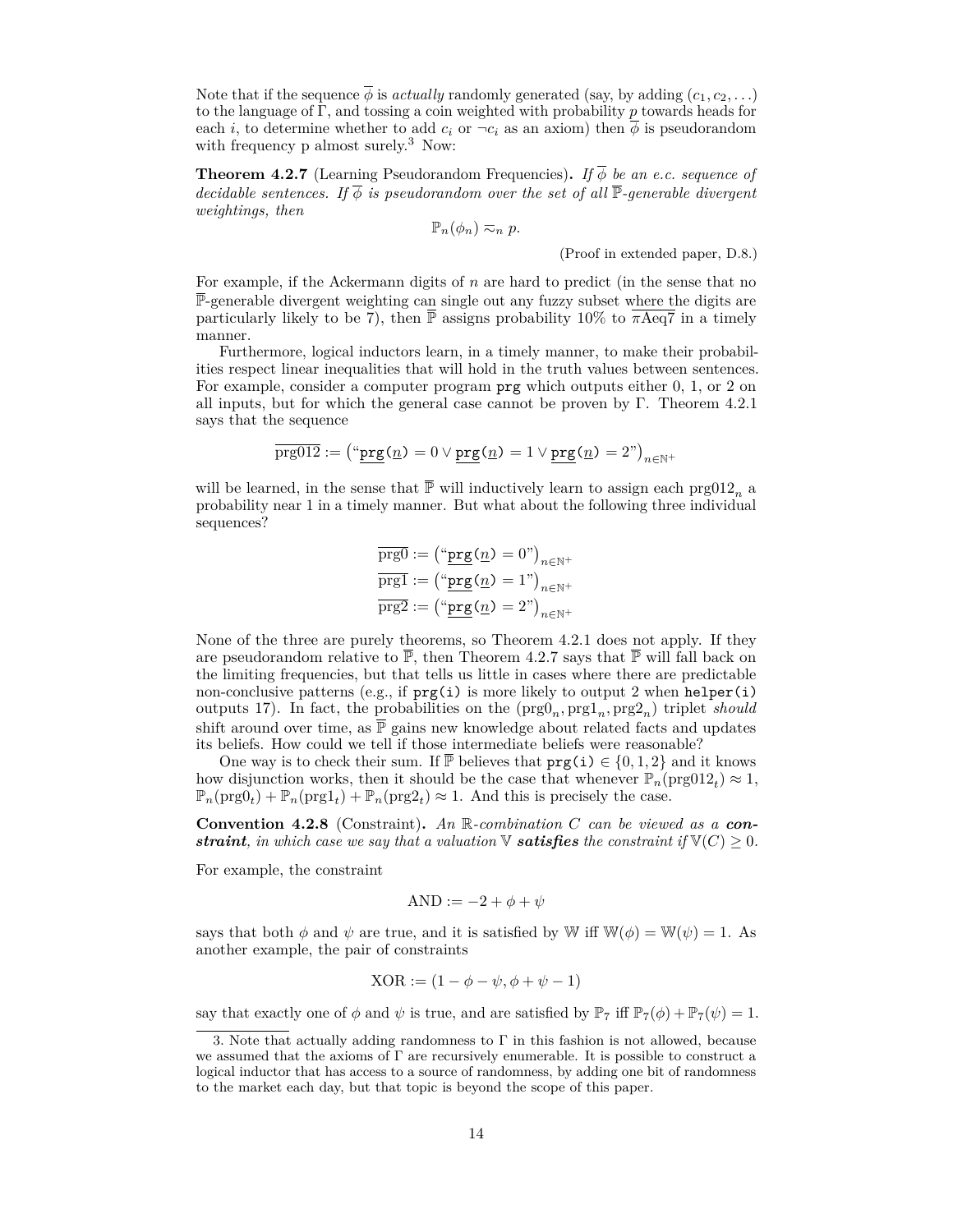Note that if the sequence $\overline{\phi}$ is *actually* randomly generated (say, by adding $(c_1, c_2, \ldots)$ to the language of $\Gamma$, and tossing a coin weighted with probability $p$ towards heads for each $i$, to determine whether to add $c_i$ or $\neg c_i$ as an axiom) then $\overline{\phi}$ is pseudorandom with frequency p almost surely.[3] Now:

**Theorem 4.2.7** (Learning Pseudorandom Frequencies)**.** *If $\overline{\phi}$ be an e.c. sequence of decidable sentences. If $\overline{\phi}$ is pseudorandom over the set of all $\overline{\mathbb{P}}$-generable divergent weightings, then*

$$\mathbb{P}_n(\phi_n) \eqsim_n p.$$

(Proof in extended paper, D.8.)

For example, if the Ackermann digits of $n$ are hard to predict (in the sense that no $\overline{\mathbb{P}}$-generable divergent weighting can single out any fuzzy subset where the digits are particularly likely to be 7), then $\overline{\mathbb{P}}$ assigns probability 10% to $\overline{\pi\text{Aeq7}}$ in a timely manner.

Furthermore, logical inductors learn, in a timely manner, to make their probabilities respect linear inequalities that will hold in the truth values between sentences. For example, consider a computer program `prg` which outputs either 0, 1, or 2 on all inputs, but for which the general case cannot be proven by $\Gamma$. Theorem 4.2.1 says that the sequence

$$\overline{\text{prg012}} := \left(\text{“}\underline{\texttt{prg}}(\underline{n}) = 0 \lor \underline{\texttt{prg}}(\underline{n}) = 1 \lor \underline{\texttt{prg}}(\underline{n}) = 2\text{”}\right)_{n\in\mathbb{N}^+}$$

will be learned, in the sense that $\overline{\mathbb{P}}$ will inductively learn to assign each $\text{prg012}_n$ a probability near 1 in a timely manner. But what about the following three individual sequences?

$$\overline{\text{prg0}} := \left(\text{“}\underline{\texttt{prg}}(\underline{n}) = 0\text{”}\right)_{n\in\mathbb{N}^+}$$
$$\overline{\text{prg1}} := \left(\text{“}\underline{\texttt{prg}}(\underline{n}) = 1\text{”}\right)_{n\in\mathbb{N}^+}$$
$$\overline{\text{prg2}} := \left(\text{“}\underline{\texttt{prg}}(\underline{n}) = 2\text{”}\right)_{n\in\mathbb{N}^+}$$

None of the three are purely theorems, so Theorem 4.2.1 does not apply. If they are pseudorandom relative to $\overline{\mathbb{P}}$, then Theorem 4.2.7 says that $\overline{\mathbb{P}}$ will fall back on the limiting frequencies, but that tells us little in cases where there are predictable non-conclusive patterns (e.g., if `prg(i)` is more likely to output 2 when `helper(i)` outputs 17). In fact, the probabilities on the $(\text{prg0}_n, \text{prg1}_n, \text{prg2}_n)$ triplet *should* shift around over time, as $\overline{\mathbb{P}}$ gains new knowledge about related facts and updates its beliefs. How could we tell if those intermediate beliefs were reasonable?

One way is to check their sum. If $\overline{\mathbb{P}}$ believes that `prg(i)` $\in \{0, 1, 2\}$ and it knows how disjunction works, then it should be the case that whenever $\mathbb{P}_n(\text{prg012}_t) \approx 1$, $\mathbb{P}_n(\text{prg0}_t) + \mathbb{P}_n(\text{prg1}_t) + \mathbb{P}_n(\text{prg2}_t) \approx 1$. And this is precisely the case.

**Convention 4.2.8** (Constraint)**.** *An $\mathbb{R}$-combination $C$ can be viewed as a* ***constraint****, in which case we say that a valuation $\mathbb{V}$* ***satisfies*** *the constraint if $\mathbb{V}(C) \geq 0$.*

For example, the constraint

$$\text{AND} := -2 + \phi + \psi$$

says that both $\phi$ and $\psi$ are true, and it is satisfied by $\mathbb{W}$ iff $\mathbb{W}(\phi) = \mathbb{W}(\psi) = 1$. As another example, the pair of constraints

$$\text{XOR} := (1 - \phi - \psi, \phi + \psi - 1)$$

say that exactly one of $\phi$ and $\psi$ is true, and are satisfied by $\mathbb{P}_7$ iff $\mathbb{P}_7(\phi) + \mathbb{P}_7(\psi) = 1$.

---

3. Note that actually adding randomness to $\Gamma$ in this fashion is not allowed, because we assumed that the axioms of $\Gamma$ are recursively enumerable. It is possible to construct a logical inductor that has access to a source of randomness, by adding one bit of randomness to the market each day, but that topic is beyond the scope of this paper.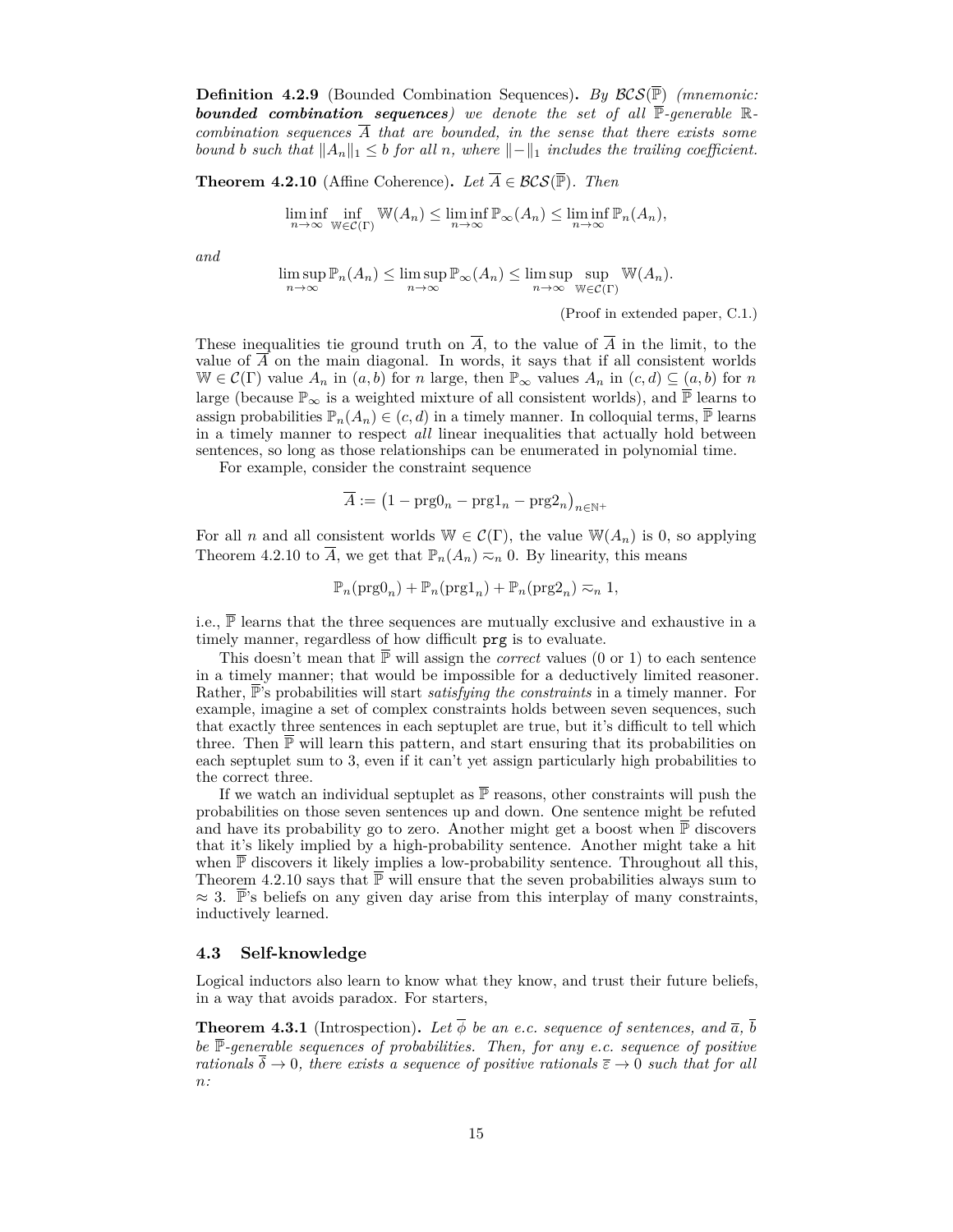**Definition 4.2.9** (Bounded Combination Sequences)**.** *By $\mathcal{BCS}(\overline{\mathbb{P}})$ (mnemonic: **bounded combination sequences**) we denote the set of all $\overline{\mathbb{P}}$-generable $\mathbb{R}$-combination sequences $\overline{A}$ that are bounded, in the sense that there exists some bound $b$ such that $\|A_n\|_1 \le b$ for all $n$, where $\|-\|_1$ includes the trailing coefficient.*

**Theorem 4.2.10** (Affine Coherence)**.** *Let $\overline{A} \in \mathcal{BCS}(\overline{\mathbb{P}})$. Then*

$$\liminf_{n\to\infty} \inf_{\mathbb{W}\in\mathcal{C}(\Gamma)} \mathbb{W}(A_n) \le \liminf_{n\to\infty} \mathbb{P}_\infty(A_n) \le \liminf_{n\to\infty} \mathbb{P}_n(A_n),$$

*and*

$$\limsup_{n\to\infty} \mathbb{P}_n(A_n) \le \limsup_{n\to\infty} \mathbb{P}_\infty(A_n) \le \limsup_{n\to\infty} \sup_{\mathbb{W}\in\mathcal{C}(\Gamma)} \mathbb{W}(A_n).$$

(Proof in extended paper, C.1.)

These inequalities tie ground truth on $\overline{A}$, to the value of $\overline{A}$ in the limit, to the value of $\overline{A}$ on the main diagonal. In words, it says that if all consistent worlds $\mathbb{W} \in \mathcal{C}(\Gamma)$ value $A_n$ in $(a,b)$ for $n$ large, then $\mathbb{P}_\infty$ values $A_n$ in $(c,d) \subseteq (a,b)$ for $n$ large (because $\mathbb{P}_\infty$ is a weighted mixture of all consistent worlds), and $\overline{\mathbb{P}}$ learns to assign probabilities $\mathbb{P}_n(A_n) \in (c,d)$ in a timely manner. In colloquial terms, $\overline{\mathbb{P}}$ learns in a timely manner to respect *all* linear inequalities that actually hold between sentences, so long as those relationships can be enumerated in polynomial time.

For example, consider the constraint sequence

$$\overline{A} := \left(1 - \mathrm{prg0}_n - \mathrm{prg1}_n - \mathrm{prg2}_n\right)_{n\in\mathbb{N}^+}$$

For all $n$ and all consistent worlds $\mathbb{W} \in \mathcal{C}(\Gamma)$, the value $\mathbb{W}(A_n)$ is 0, so applying Theorem 4.2.10 to $\overline{A}$, we get that $\mathbb{P}_n(A_n) \eqsim_n 0$. By linearity, this means

$$\mathbb{P}_n(\mathrm{prg0}_n) + \mathbb{P}_n(\mathrm{prg1}_n) + \mathbb{P}_n(\mathrm{prg2}_n) \eqsim_n 1,$$

i.e., $\overline{\mathbb{P}}$ learns that the three sequences are mutually exclusive and exhaustive in a timely manner, regardless of how difficult `prg` is to evaluate.

This doesn't mean that $\overline{\mathbb{P}}$ will assign the *correct* values (0 or 1) to each sentence in a timely manner; that would be impossible for a deductively limited reasoner. Rather, $\overline{\mathbb{P}}$'s probabilities will start *satisfying the constraints* in a timely manner. For example, imagine a set of complex constraints holds between seven sequences, such that exactly three sentences in each septuplet are true, but it's difficult to tell which three. Then $\overline{\mathbb{P}}$ will learn this pattern, and start ensuring that its probabilities on each septuplet sum to 3, even if it can't yet assign particularly high probabilities to the correct three.

If we watch an individual septuplet as $\overline{\mathbb{P}}$ reasons, other constraints will push the probabilities on those seven sentences up and down. One sentence might be refuted and have its probability go to zero. Another might get a boost when $\overline{\mathbb{P}}$ discovers that it's likely implied by a high-probability sentence. Another might take a hit when $\overline{\mathbb{P}}$ discovers it likely implies a low-probability sentence. Throughout all this, Theorem 4.2.10 says that $\overline{\mathbb{P}}$ will ensure that the seven probabilities always sum to $\approx 3$. $\overline{\mathbb{P}}$'s beliefs on any given day arise from this interplay of many constraints, inductively learned.

### 4.3 Self-knowledge

Logical inductors also learn to know what they know, and trust their future beliefs, in a way that avoids paradox. For starters,

**Theorem 4.3.1** (Introspection)**.** *Let $\overline{\phi}$ be an e.c. sequence of sentences, and $\overline{a}$, $\overline{b}$ be $\overline{\mathbb{P}}$-generable sequences of probabilities. Then, for any e.c. sequence of positive rationals $\overline{\delta} \to 0$, there exists a sequence of positive rationals $\overline{\varepsilon} \to 0$ such that for all $n$:*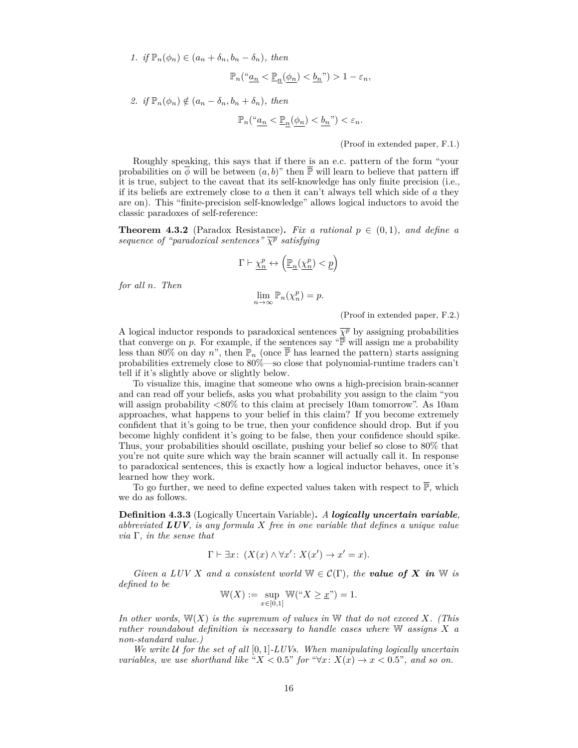1. *if* $\mathbb{P}_n(\phi_n) \in (a_n + \delta_n, b_n - \delta_n)$*, then*

$$\mathbb{P}_n(\text{“}\underline{a_n} < \underline{\mathbb{P}}_{\underline{n}}(\underline{\phi_n}) < \underline{b_n}\text{”}) > 1 - \varepsilon_n,$$

2. *if* $\mathbb{P}_n(\phi_n) \notin (a_n - \delta_n, b_n + \delta_n)$*, then*

$$\mathbb{P}_n(\text{“}\underline{a_n} < \underline{\mathbb{P}}_{\underline{n}}(\underline{\phi_n}) < \underline{b_n}\text{”}) < \varepsilon_n.$$

(Proof in extended paper, F.1.)

Roughly speaking, this says that if there is an e.c. pattern of the form “your probabilities on $\overline{\phi}$ will be between $(a, b)$” then $\overline{\mathbb{P}}$ will learn to believe that pattern iff it is true, subject to the caveat that its self-knowledge has only finite precision (i.e., if its beliefs are extremely close to $a$ then it can't always tell which side of $a$ they are on). This “finite-precision self-knowledge” allows logical inductors to avoid the classic paradoxes of self-reference:

**Theorem 4.3.2** (Paradox Resistance)**.** *Fix a rational* $p \in (0, 1)$*, and define a sequence of “paradoxical sentences”* $\overline{\chi^p}$ *satisfying*

$$\Gamma \vdash \underline{\chi^p_n} \leftrightarrow \left(\underline{\mathbb{P}}_{\underline{n}}(\underline{\chi^p_n}) < \underline{p}\right)$$

*for all* $n$*. Then*

$$\lim_{n\to\infty} \mathbb{P}_n(\chi^p_n) = p.$$

(Proof in extended paper, F.2.)

A logical inductor responds to paradoxical sentences $\overline{\chi^p}$ by assigning probabilities that converge on $p$. For example, if the sentences say “$\overline{\mathbb{P}}$ will assign me a probability less than 80% on day $n$”, then $\mathbb{P}_n$ (once $\overline{\mathbb{P}}$ has learned the pattern) starts assigning probabilities extremely close to 80%—so close that polynomial-runtime traders can't tell if it's slightly above or slightly below.

To visualize this, imagine that someone who owns a high-precision brain-scanner and can read off your beliefs, asks you what probability you assign to the claim “you will assign probability <80% to this claim at precisely 10am tomorrow”. As 10am approaches, what happens to your belief in this claim? If you become extremely confident that it's going to be true, then your confidence should drop. But if you become highly confident it's going to be false, then your confidence should spike. Thus, your probabilities should oscillate, pushing your belief so close to 80% that you're not quite sure which way the brain scanner will actually call it. In response to paradoxical sentences, this is exactly how a logical inductor behaves, once it's learned how they work.

To go further, we need to define expected values taken with respect to $\overline{\mathbb{P}}$, which we do as follows.

**Definition 4.3.3** (Logically Uncertain Variable)**.** *A* ***logically uncertain variable****, abbreviated* ***LUV****, is any formula* $X$ *free in one variable that defines a unique value via* $\Gamma$*, in the sense that*

$$\Gamma \vdash \exists x\colon\ (X(x) \wedge \forall x'\colon X(x') \to x' = x).$$

*Given a LUV* $X$ *and a consistent world* $\mathbb{W} \in \mathcal{C}(\Gamma)$*, the* ***value of*** $\boldsymbol{X}$ ***in*** $\mathbb{W}$ *is defined to be*

$$\mathbb{W}(X) := \sup_{x\in[0,1]} \mathbb{W}(\text{“}X \geq \underline{x}\text{”}) = 1.$$

*In other words,* $\mathbb{W}(X)$ *is the supremum of values in* $\mathbb{W}$ *that do not exceed* $X$*. (This rather roundabout definition is necessary to handle cases where* $\mathbb{W}$ *assigns* $X$ *a non-standard value.)*

*We write* $\mathcal{U}$ *for the set of all* $[0, 1]$*-LUVs. When manipulating logically uncertain variables, we use shorthand like “*$X < 0.5$*” for “*$\forall x\colon X(x) \to x < 0.5$*”, and so on.*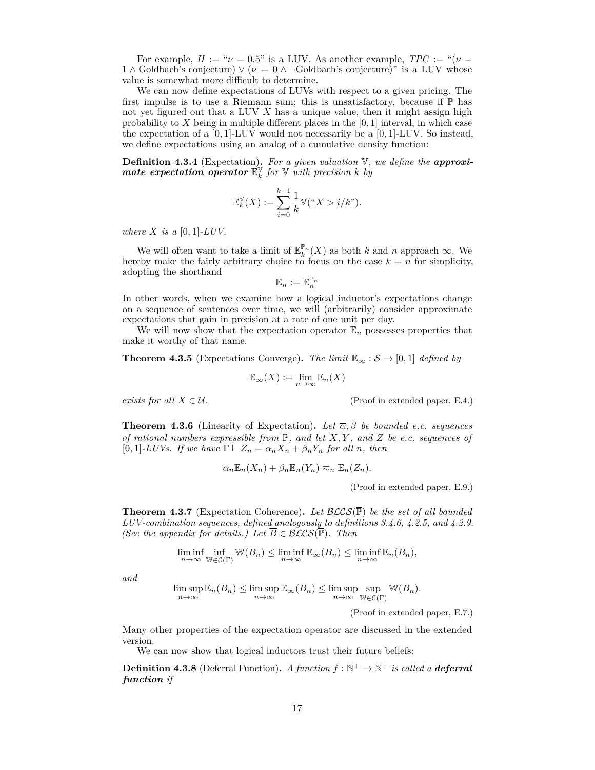For example, $H :=$ "$\nu = 0.5$" is a LUV. As another example, $TPC :=$ "$(\nu = 1 \wedge \text{Goldbach's conjecture}) \vee (\nu = 0 \wedge \neg\text{Goldbach's conjecture})$" is a LUV whose value is somewhat more difficult to determine.

We can now define expectations of LUVs with respect to a given pricing. The first impulse is to use a Riemann sum; this is unsatisfactory, because if $\overline{\mathbb{P}}$ has not yet figured out that a LUV $X$ has a unique value, then it might assign high probability to $X$ being in multiple different places in the $[0, 1]$ interval, in which case the expectation of a $[0, 1]$-LUV would not necessarily be a $[0, 1]$-LUV. So instead, we define expectations using an analog of a cumulative density function:

**Definition 4.3.4** (Expectation)**.** *For a given valuation $\mathbb{V}$, we define the **approximate expectation operator** $\mathbb{E}_k^{\mathbb{V}}$ for $\mathbb{V}$ with precision $k$ by*

$$\mathbb{E}_k^{\mathbb{V}}(X) := \sum_{i=0}^{k-1} \frac{1}{k} \mathbb{V}(\text{"}\underline{X} > \underline{i}/\underline{k}\text{"}).$$

*where $X$ is a $[0, 1]$-LUV.*

We will often want to take a limit of $\mathbb{E}_k^{\mathbb{P}_n}(X)$ as both $k$ and $n$ approach $\infty$. We hereby make the fairly arbitrary choice to focus on the case $k = n$ for simplicity, adopting the shorthand

$$\mathbb{E}_n := \mathbb{E}_n^{\mathbb{P}_n}$$

In other words, when we examine how a logical inductor's expectations change on a sequence of sentences over time, we will (arbitrarily) consider approximate expectations that gain in precision at a rate of one unit per day.

We will now show that the expectation operator $\mathbb{E}_n$ possesses properties that make it worthy of that name.

**Theorem 4.3.5** (Expectations Converge)**.** *The limit $\mathbb{E}_\infty : \mathcal{S} \to [0, 1]$ defined by*

$$\mathbb{E}_\infty(X) := \lim_{n\to\infty} \mathbb{E}_n(X)$$

*exists for all $X \in \mathcal{U}$.* (Proof in extended paper, E.4.)

**Theorem 4.3.6** (Linearity of Expectation)**.** *Let $\overline{\alpha}, \overline{\beta}$ be bounded e.c. sequences of rational numbers expressible from $\overline{\mathbb{P}}$, and let $\overline{X}, \overline{Y}$, and $\overline{Z}$ be e.c. sequences of $[0, 1]$-LUVs. If we have $\Gamma \vdash Z_n = \alpha_n X_n + \beta_n Y_n$ for all $n$, then*

$$\alpha_n \mathbb{E}_n(X_n) + \beta_n \mathbb{E}_n(Y_n) \eqsim_n \mathbb{E}_n(Z_n).$$

(Proof in extended paper, E.9.)

**Theorem 4.3.7** (Expectation Coherence)**.** *Let $\mathcal{BLCS}(\overline{\mathbb{P}})$ be the set of all bounded LUV-combination sequences, defined analogously to definitions 3.4.6, 4.2.5, and 4.2.9. (See the appendix for details.) Let $\overline{B} \in \mathcal{BLCS}(\overline{\mathbb{P}})$. Then*

$$\liminf_{n\to\infty} \inf_{\mathbb{W} \in \mathcal{C}(\Gamma)} \mathbb{W}(B_n) \le \liminf_{n\to\infty} \mathbb{E}_\infty(B_n) \le \liminf_{n\to\infty} \mathbb{E}_n(B_n),$$

*and*

$$\limsup_{n\to\infty} \mathbb{E}_n(B_n) \le \limsup_{n\to\infty} \mathbb{E}_\infty(B_n) \le \limsup_{n\to\infty} \sup_{\mathbb{W} \in \mathcal{C}(\Gamma)} \mathbb{W}(B_n).$$

(Proof in extended paper, E.7.)

Many other properties of the expectation operator are discussed in the extended version.

We can now show that logical inductors trust their future beliefs:

**Definition 4.3.8** (Deferral Function)**.** *A function $f : \mathbb{N}^+ \to \mathbb{N}^+$ is called a **deferral function** if*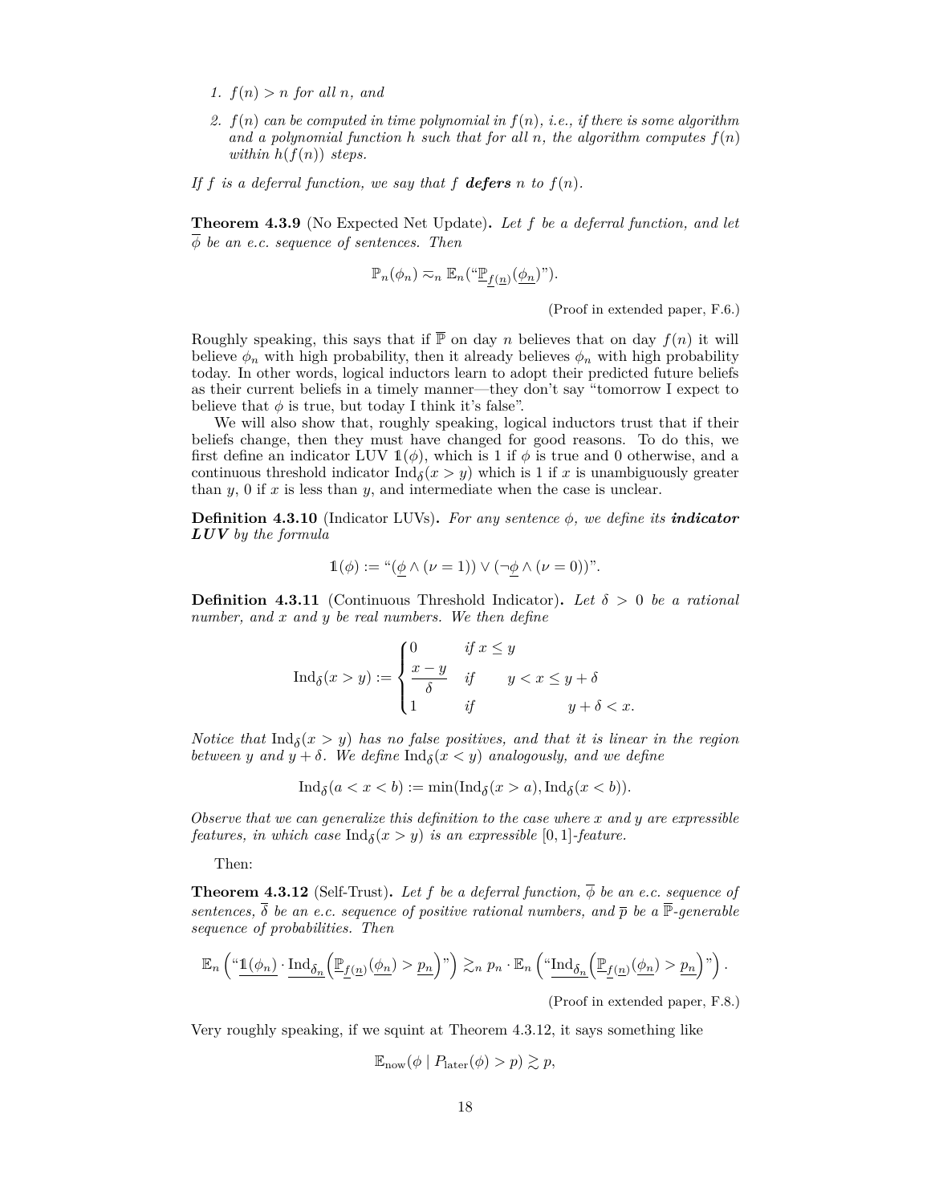1. $f(n) > n$ for all $n$, and
2. $f(n)$ can be computed in time polynomial in $f(n)$, i.e., if there is some algorithm and a polynomial function $h$ such that for all $n$, the algorithm computes $f(n)$ within $h(f(n))$ steps.

*If $f$ is a deferral function, we say that $f$ **defers** $n$ to $f(n)$.*

**Theorem 4.3.9** (No Expected Net Update)**.** *Let $f$ be a deferral function, and let $\overline{\phi}$ be an e.c. sequence of sentences. Then*

$$\mathbb{P}_n(\phi_n) \eqsim_n \mathbb{E}_n(\text{“}\underline{\mathbb{P}}_{\underline{f}(\underline{n})}(\underline{\phi_n})\text{”}).$$

(Proof in extended paper, F.6.)

Roughly speaking, this says that if $\overline{\mathbb{P}}$ on day $n$ believes that on day $f(n)$ it will believe $\phi_n$ with high probability, then it already believes $\phi_n$ with high probability today. In other words, logical inductors learn to adopt their predicted future beliefs as their current beliefs in a timely manner—they don't say "tomorrow I expect to believe that $\phi$ is true, but today I think it's false".

We will also show that, roughly speaking, logical inductors trust that if their beliefs change, then they must have changed for good reasons. To do this, we first define an indicator LUV $\mathbb{1}(\phi)$, which is 1 if $\phi$ is true and 0 otherwise, and a continuous threshold indicator $\mathrm{Ind}_\delta(x > y)$ which is 1 if $x$ is unambiguously greater than $y$, 0 if $x$ is less than $y$, and intermediate when the case is unclear.

**Definition 4.3.10** (Indicator LUVs)**.** *For any sentence $\phi$, we define its **indicator LUV** by the formula*

$$\mathbb{1}(\phi) := \text{“}(\underline{\phi} \wedge (\nu = 1)) \vee (\neg\underline{\phi} \wedge (\nu = 0))\text{”}.$$

**Definition 4.3.11** (Continuous Threshold Indicator)**.** *Let $\delta > 0$ be a rational number, and $x$ and $y$ be real numbers. We then define*

$$\mathrm{Ind}_\delta(x > y) := \begin{cases} 0 & \text{if } x \le y \\ \dfrac{x-y}{\delta} & \text{if } \quad y < x \le y + \delta \\ 1 & \text{if } \qquad\qquad y + \delta < x. \end{cases}$$

*Notice that $\mathrm{Ind}_\delta(x > y)$ has no false positives, and that it is linear in the region between $y$ and $y + \delta$. We define $\mathrm{Ind}_\delta(x < y)$ analogously, and we define*

$$\mathrm{Ind}_\delta(a < x < b) := \min(\mathrm{Ind}_\delta(x > a), \mathrm{Ind}_\delta(x < b)).$$

*Observe that we can generalize this definition to the case where $x$ and $y$ are expressible features, in which case $\mathrm{Ind}_\delta(x > y)$ is an expressible $[0,1]$-feature.*

Then:

**Theorem 4.3.12** (Self-Trust)**.** *Let $f$ be a deferral function, $\overline{\phi}$ be an e.c. sequence of sentences, $\overline{\delta}$ be an e.c. sequence of positive rational numbers, and $\overline{p}$ be a $\overline{\mathbb{P}}$-generable sequence of probabilities. Then*

$$\mathbb{E}_n\left(\text{“}\underline{\mathbb{1}(\phi_n)} \cdot \underline{\mathrm{Ind}_{\delta_n}}\left(\underline{\mathbb{P}}_{\underline{f}(\underline{n})}(\underline{\phi_n}) > \underline{p_n}\right)\text{”}\right) \gtrsim_n p_n \cdot \mathbb{E}_n\left(\text{“}\underline{\mathrm{Ind}_{\delta_n}}\left(\underline{\mathbb{P}}_{\underline{f}(\underline{n})}(\underline{\phi_n}) > \underline{p_n}\right)\text{”}\right).$$

(Proof in extended paper, F.8.)

Very roughly speaking, if we squint at Theorem 4.3.12, it says something like

$$\mathbb{E}_{\text{now}}(\phi \mid P_{\text{later}}(\phi) > p) \gtrsim p,$$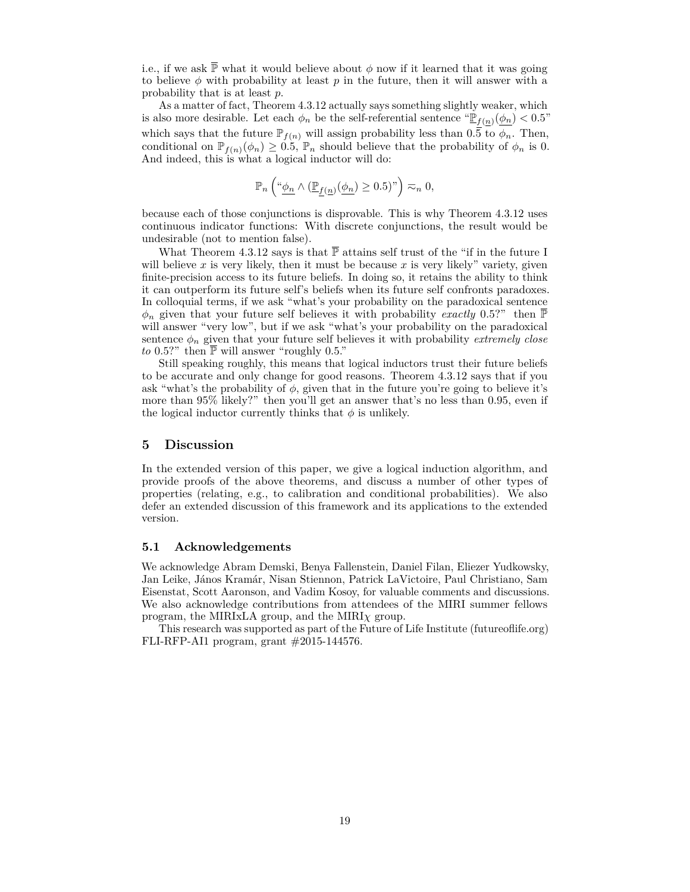i.e., if we ask $\overline{\mathbb{P}}$ what it would believe about $\phi$ now if it learned that it was going to believe $\phi$ with probability at least $p$ in the future, then it will answer with a probability that is at least $p$.

As a matter of fact, Theorem 4.3.12 actually says something slightly weaker, which is also more desirable. Let each $\phi_n$ be the self-referential sentence "$\underline{\mathbb{P}}_{\underline{f}(\underline{n})}(\underline{\phi_n}) < 0.5$" which says that the future $\mathbb{P}_{f(n)}$ will assign probability less than $0.\overline{5}$ to $\phi_n$. Then, conditional on $\mathbb{P}_{f(n)}(\phi_n) \geq 0.5$, $\mathbb{P}_n$ should believe that the probability of $\phi_n$ is 0. And indeed, this is what a logical inductor will do:

$$\mathbb{P}_n\left(\text{“}\underline{\phi_n} \wedge (\underline{\mathbb{P}}_{\underline{f}(\underline{n})}(\underline{\phi_n}) \geq 0.5)\text{”}\right) \eqsim_n 0,$$

because each of those conjunctions is disprovable. This is why Theorem 4.3.12 uses continuous indicator functions: With discrete conjunctions, the result would be undesirable (not to mention false).

What Theorem 4.3.12 says is that $\overline{\mathbb{P}}$ attains self trust of the "if in the future I will believe $x$ is very likely, then it must be because $x$ is very likely" variety, given finite-precision access to its future beliefs. In doing so, it retains the ability to think it can outperform its future self's beliefs when its future self confronts paradoxes. In colloquial terms, if we ask "what's your probability on the paradoxical sentence $\phi_n$ given that your future self believes it with probability *exactly* 0.5?" then $\overline{\mathbb{P}}$ will answer "very low", but if we ask "what's your probability on the paradoxical sentence $\phi_n$ given that your future self believes it with probability *extremely close to* 0.5?" then $\overline{\mathbb{P}}$ will answer "roughly 0.5."

Still speaking roughly, this means that logical inductors trust their future beliefs to be accurate and only change for good reasons. Theorem 4.3.12 says that if you ask "what's the probability of $\phi$, given that in the future you're going to believe it's more than 95% likely?" then you'll get an answer that's no less than 0.95, even if the logical inductor currently thinks that $\phi$ is unlikely.

## 5 Discussion

In the extended version of this paper, we give a logical induction algorithm, and provide proofs of the above theorems, and discuss a number of other types of properties (relating, e.g., to calibration and conditional probabilities). We also defer an extended discussion of this framework and its applications to the extended version.

### 5.1 Acknowledgements

We acknowledge Abram Demski, Benya Fallenstein, Daniel Filan, Eliezer Yudkowsky, Jan Leike, János Kramár, Nisan Stiennon, Patrick LaVictoire, Paul Christiano, Sam Eisenstat, Scott Aaronson, and Vadim Kosoy, for valuable comments and discussions. We also acknowledge contributions from attendees of the MIRI summer fellows program, the MIRIxLA group, and the MIRI$\chi$ group.

This research was supported as part of the Future of Life Institute (futureoflife.org) FLI-RFP-AI1 program, grant #2015-144576.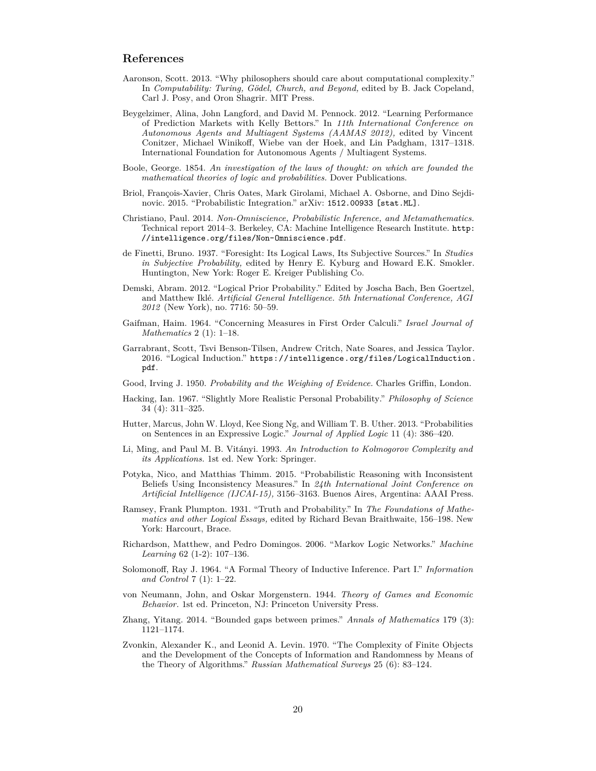## References

Aaronson, Scott. 2013. "Why philosophers should care about computational complexity." In *Computability: Turing, Gödel, Church, and Beyond,* edited by B. Jack Copeland, Carl J. Posy, and Oron Shagrir. MIT Press.

Beygelzimer, Alina, John Langford, and David M. Pennock. 2012. "Learning Performance of Prediction Markets with Kelly Bettors." In *11th International Conference on Autonomous Agents and Multiagent Systems (AAMAS 2012),* edited by Vincent Conitzer, Michael Winikoff, Wiebe van der Hoek, and Lin Padgham, 1317–1318. International Foundation for Autonomous Agents / Multiagent Systems.

Boole, George. 1854. *An investigation of the laws of thought: on which are founded the mathematical theories of logic and probabilities.* Dover Publications.

Briol, François-Xavier, Chris Oates, Mark Girolami, Michael A. Osborne, and Dino Sejdinovic. 2015. "Probabilistic Integration." arXiv: `1512.00933 [stat.ML]`.

Christiano, Paul. 2014. *Non-Omniscience, Probabilistic Inference, and Metamathematics.* Technical report 2014–3. Berkeley, CA: Machine Intelligence Research Institute. `http://intelligence.org/files/Non-Omniscience.pdf`.

de Finetti, Bruno. 1937. "Foresight: Its Logical Laws, Its Subjective Sources." In *Studies in Subjective Probability,* edited by Henry E. Kyburg and Howard E.K. Smokler. Huntington, New York: Roger E. Kreiger Publishing Co.

Demski, Abram. 2012. "Logical Prior Probability." Edited by Joscha Bach, Ben Goertzel, and Matthew Iklé. *Artificial General Intelligence. 5th International Conference, AGI 2012* (New York), no. 7716: 50–59.

Gaifman, Haim. 1964. "Concerning Measures in First Order Calculi." *Israel Journal of Mathematics* 2 (1): 1–18.

Garrabrant, Scott, Tsvi Benson-Tilsen, Andrew Critch, Nate Soares, and Jessica Taylor. 2016. "Logical Induction." `https://intelligence.org/files/LogicalInduction.pdf`.

Good, Irving J. 1950. *Probability and the Weighing of Evidence.* Charles Griffin, London.

Hacking, Ian. 1967. "Slightly More Realistic Personal Probability." *Philosophy of Science* 34 (4): 311–325.

Hutter, Marcus, John W. Lloyd, Kee Siong Ng, and William T. B. Uther. 2013. "Probabilities on Sentences in an Expressive Logic." *Journal of Applied Logic* 11 (4): 386–420.

Li, Ming, and Paul M. B. Vitányi. 1993. *An Introduction to Kolmogorov Complexity and its Applications.* 1st ed. New York: Springer.

Potyka, Nico, and Matthias Thimm. 2015. "Probabilistic Reasoning with Inconsistent Beliefs Using Inconsistency Measures." In *24th International Joint Conference on Artificial Intelligence (IJCAI-15),* 3156–3163. Buenos Aires, Argentina: AAAI Press.

Ramsey, Frank Plumpton. 1931. "Truth and Probability." In *The Foundations of Mathematics and other Logical Essays,* edited by Richard Bevan Braithwaite, 156–198. New York: Harcourt, Brace.

Richardson, Matthew, and Pedro Domingos. 2006. "Markov Logic Networks." *Machine Learning* 62 (1-2): 107–136.

Solomonoff, Ray J. 1964. "A Formal Theory of Inductive Inference. Part I." *Information and Control* 7 (1): 1–22.

von Neumann, John, and Oskar Morgenstern. 1944. *Theory of Games and Economic Behavior.* 1st ed. Princeton, NJ: Princeton University Press.

Zhang, Yitang. 2014. "Bounded gaps between primes." *Annals of Mathematics* 179 (3): 1121–1174.

Zvonkin, Alexander K., and Leonid A. Levin. 1970. "The Complexity of Finite Objects and the Development of the Concepts of Information and Randomness by Means of the Theory of Algorithms." *Russian Mathematical Surveys* 25 (6): 83–124.